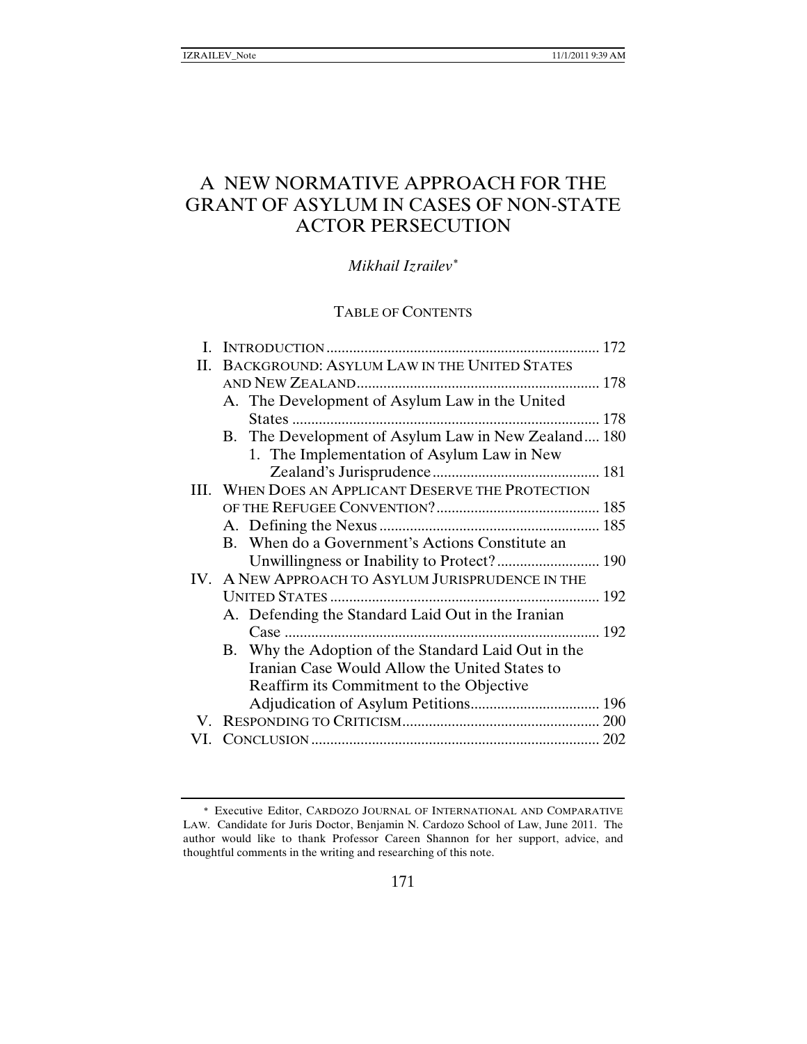# A NEW NORMATIVE APPROACH FOR THE GRANT OF ASYLUM IN CASES OF NON-STATE ACTOR PERSECUTION

*Mikhail Izrailev*[*]

TABLE OF CONTENTS

I. INTRODUCTION ........................................................................ 172

II. BACKGROUND: ASYLUM LAW IN THE UNITED STATES AND NEW ZEALAND ............................................................... 178

- A. The Development of Asylum Law in the United States ................................................................................ 178
- B. The Development of Asylum Law in New Zealand .... 180
  - 1. The Implementation of Asylum Law in New Zealand's Jurisprudence ........................................... 181

III. WHEN DOES AN APPLICANT DESERVE THE PROTECTION OF THE REFUGEE CONVENTION? .......................................... 185

- A. Defining the Nexus .......................................................... 185
- B. When do a Government's Actions Constitute an Unwillingness or Inability to Protect? ........................... 190

IV. A NEW APPROACH TO ASYLUM JURISPRUDENCE IN THE UNITED STATES ...................................................................... 192

- A. Defending the Standard Laid Out in the Iranian Case .................................................................................. 192
- B. Why the Adoption of the Standard Laid Out in the Iranian Case Would Allow the United States to Reaffirm its Commitment to the Objective Adjudication of Asylum Petitions.................................. 196

V. RESPONDING TO CRITICISM.................................................... 200

VI. CONCLUSION ........................................................................... 202

---

[*] Executive Editor, CARDOZO JOURNAL OF INTERNATIONAL AND COMPARATIVE LAW. Candidate for Juris Doctor, Benjamin N. Cardozo School of Law, June 2011. The author would like to thank Professor Careen Shannon for her support, advice, and thoughtful comments in the writing and researching of this note.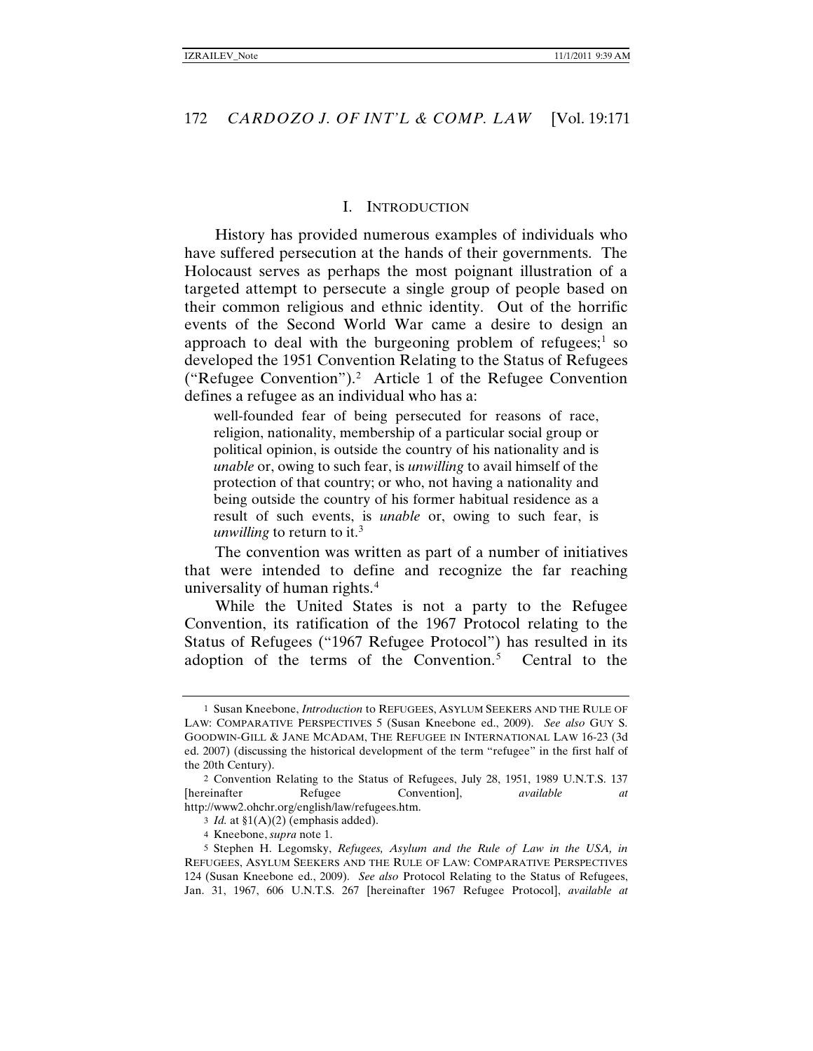## I. INTRODUCTION

History has provided numerous examples of individuals who have suffered persecution at the hands of their governments. The Holocaust serves as perhaps the most poignant illustration of a targeted attempt to persecute a single group of people based on their common religious and ethnic identity. Out of the horrific events of the Second World War came a desire to design an approach to deal with the burgeoning problem of refugees;[1] so developed the 1951 Convention Relating to the Status of Refugees ("Refugee Convention").[2] Article 1 of the Refugee Convention defines a refugee as an individual who has a:

> well-founded fear of being persecuted for reasons of race, religion, nationality, membership of a particular social group or political opinion, is outside the country of his nationality and is *unable* or, owing to such fear, is *unwilling* to avail himself of the protection of that country; or who, not having a nationality and being outside the country of his former habitual residence as a result of such events, is *unable* or, owing to such fear, is *unwilling* to return to it.[3]

The convention was written as part of a number of initiatives that were intended to define and recognize the far reaching universality of human rights.[4]

While the United States is not a party to the Refugee Convention, its ratification of the 1967 Protocol relating to the Status of Refugees ("1967 Refugee Protocol") has resulted in its adoption of the terms of the Convention.[5] Central to the

---

1 Susan Kneebone, *Introduction* to REFUGEES, ASYLUM SEEKERS AND THE RULE OF LAW: COMPARATIVE PERSPECTIVES 5 (Susan Kneebone ed., 2009). *See also* GUY S. GOODWIN-GILL & JANE MCADAM, THE REFUGEE IN INTERNATIONAL LAW 16-23 (3d ed. 2007) (discussing the historical development of the term "refugee" in the first half of the 20th Century).

2 Convention Relating to the Status of Refugees, July 28, 1951, 1989 U.N.T.S. 137 [hereinafter Refugee Convention], *available at* http://www2.ohchr.org/english/law/refugees.htm.

3 *Id.* at §1(A)(2) (emphasis added).

4 Kneebone, *supra* note 1.

5 Stephen H. Legomsky, *Refugees, Asylum and the Rule of Law in the USA, in* REFUGEES, ASYLUM SEEKERS AND THE RULE OF LAW: COMPARATIVE PERSPECTIVES 124 (Susan Kneebone ed., 2009). *See also* Protocol Relating to the Status of Refugees, Jan. 31, 1967, 606 U.N.T.S. 267 [hereinafter 1967 Refugee Protocol], *available at*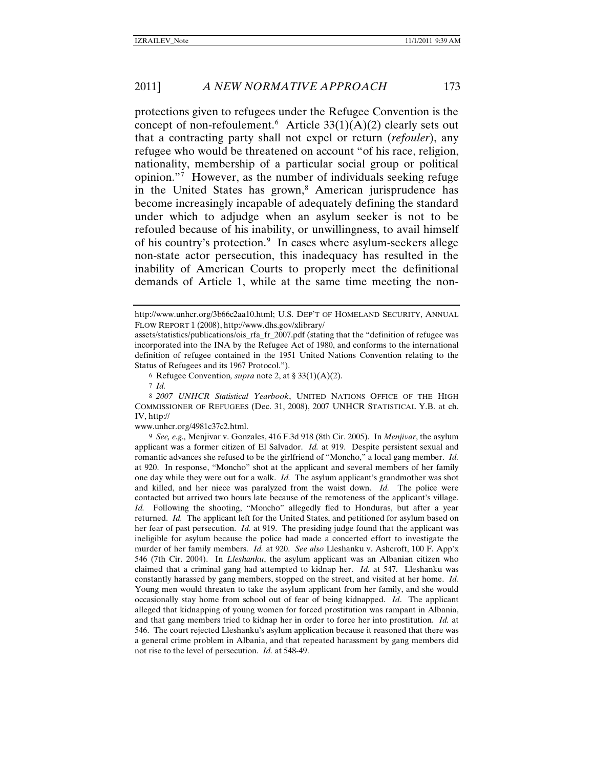protections given to refugees under the Refugee Convention is the concept of non-refoulement.[6] Article 33(1)(A)(2) clearly sets out that a contracting party shall not expel or return (*refouler*), any refugee who would be threatened on account "of his race, religion, nationality, membership of a particular social group or political opinion."[7] However, as the number of individuals seeking refuge in the United States has grown,[8] American jurisprudence has become increasingly incapable of adequately defining the standard under which to adjudge when an asylum seeker is not to be refouled because of his inability, or unwillingness, to avail himself of his country's protection.[9] In cases where asylum-seekers allege non-state actor persecution, this inadequacy has resulted in the inability of American Courts to properly meet the definitional demands of Article 1, while at the same time meeting the non-

---

http://www.unhcr.org/3b66c2aa10.html; U.S. DEP'T OF HOMELAND SECURITY, ANNUAL FLOW REPORT 1 (2008), http://www.dhs.gov/xlibrary/assets/statistics/publications/ois_rfa_fr_2007.pdf (stating that the "definition of refugee was incorporated into the INA by the Refugee Act of 1980, and conforms to the international definition of refugee contained in the 1951 United Nations Convention relating to the Status of Refugees and its 1967 Protocol.").

6 Refugee Convention*, supra* note 2, at § 33(1)(A)(2).

7 *Id.*

8 *2007 UNHCR Statistical Yearbook*, UNITED NATIONS OFFICE OF THE HIGH COMMISSIONER OF REFUGEES (Dec. 31, 2008), 2007 UNHCR STATISTICAL Y.B. at ch. IV, http://www.unhcr.org/4981c37c2.html.

9 *See, e.g.,* Menjivar v. Gonzales, 416 F.3d 918 (8th Cir. 2005). In *Menjivar*, the asylum applicant was a former citizen of El Salvador. *Id.* at 919. Despite persistent sexual and romantic advances she refused to be the girlfriend of "Moncho," a local gang member. *Id.* at 920. In response, "Moncho" shot at the applicant and several members of her family one day while they were out for a walk. *Id.* The asylum applicant's grandmother was shot and killed, and her niece was paralyzed from the waist down. *Id.* The police were contacted but arrived two hours late because of the remoteness of the applicant's village. *Id.* Following the shooting, "Moncho" allegedly fled to Honduras, but after a year returned. *Id.* The applicant left for the United States, and petitioned for asylum based on her fear of past persecution. *Id.* at 919. The presiding judge found that the applicant was ineligible for asylum because the police had made a concerted effort to investigate the murder of her family members. *Id.* at 920. *See also* Lleshanku v. Ashcroft, 100 F. App'x 546 (7th Cir. 2004). In *Lleshanku*, the asylum applicant was an Albanian citizen who claimed that a criminal gang had attempted to kidnap her. *Id.* at 547. Lleshanku was constantly harassed by gang members, stopped on the street, and visited at her home. *Id.* Young men would threaten to take the asylum applicant from her family, and she would occasionally stay home from school out of fear of being kidnapped. *Id*. The applicant alleged that kidnapping of young women for forced prostitution was rampant in Albania, and that gang members tried to kidnap her in order to force her into prostitution. *Id.* at 546. The court rejected Lleshanku's asylum application because it reasoned that there was a general crime problem in Albania, and that repeated harassment by gang members did not rise to the level of persecution. *Id.* at 548-49.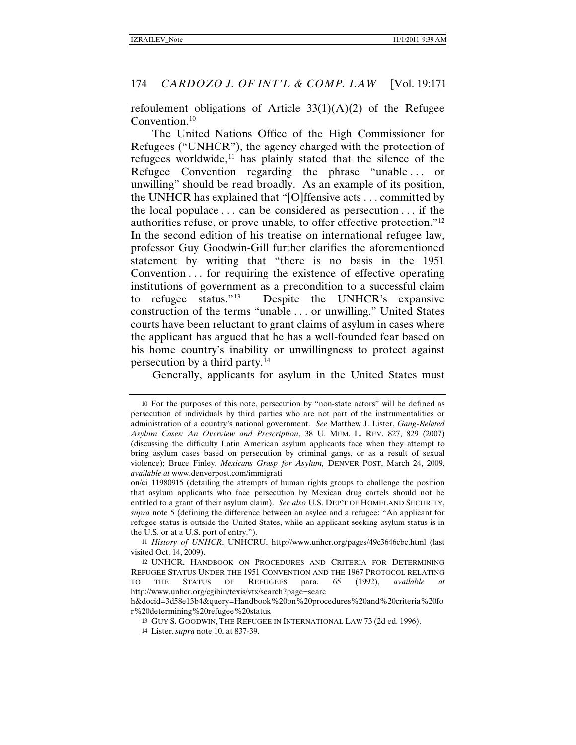refoulement obligations of Article 33(1)(A)(2) of the Refugee Convention.[10]

The United Nations Office of the High Commissioner for Refugees ("UNHCR"), the agency charged with the protection of refugees worldwide,[11] has plainly stated that the silence of the Refugee Convention regarding the phrase "unable . . . or unwilling" should be read broadly. As an example of its position, the UNHCR has explained that "[O]ffensive acts . . . committed by the local populace . . . can be considered as persecution . . . if the authorities refuse, or prove unable*,* to offer effective protection."[12] In the second edition of his treatise on international refugee law, professor Guy Goodwin-Gill further clarifies the aforementioned statement by writing that "there is no basis in the 1951 Convention . . . for requiring the existence of effective operating institutions of government as a precondition to a successful claim to refugee status."[13] Despite the UNHCR's expansive construction of the terms "unable . . . or unwilling," United States courts have been reluctant to grant claims of asylum in cases where the applicant has argued that he has a well-founded fear based on his home country's inability or unwillingness to protect against persecution by a third party.[14]

Generally, applicants for asylum in the United States must

---

10 For the purposes of this note, persecution by "non-state actors" will be defined as persecution of individuals by third parties who are not part of the instrumentalities or administration of a country's national government. *See* Matthew J. Lister, *Gang-Related Asylum Cases: An Overview and Prescription*, 38 U. MEM. L. REV. 827, 829 (2007) (discussing the difficulty Latin American asylum applicants face when they attempt to bring asylum cases based on persecution by criminal gangs, or as a result of sexual violence); Bruce Finley, *Mexicans Grasp for Asylum,* DENVER POST, March 24, 2009, *available at* www.denverpost.com/immigrati on/ci_11980915 (detailing the attempts of human rights groups to challenge the position that asylum applicants who face persecution by Mexican drug cartels should not be entitled to a grant of their asylum claim). *See also* U.S. DEP'T OF HOMELAND SECURITY, *supra* note 5 (defining the difference between an asylee and a refugee: "An applicant for refugee status is outside the United States, while an applicant seeking asylum status is in the U.S. or at a U.S. port of entry.").

11 *History of UNHCR*, UNHCRU, http://www.unhcr.org/pages/49c3646cbc.html (last visited Oct. 14, 2009).

12 UNHCR, HANDBOOK ON PROCEDURES AND CRITERIA FOR DETERMINING REFUGEE STATUS UNDER THE 1951 CONVENTION AND THE 1967 PROTOCOL RELATING TO THE STATUS OF REFUGEES para. 65 (1992), *available at* http://www.unhcr.org/cgibin/texis/vtx/search?page=searc h&docid=3d58e13b4&query=Handbook%20on%20procedures%20and%20criteria%20fo r%20determining%20refugee%20status*.*

13 GUY S. GOODWIN, THE REFUGEE IN INTERNATIONAL LAW 73 (2d ed. 1996).

14 Lister, *supra* note 10, at 837-39.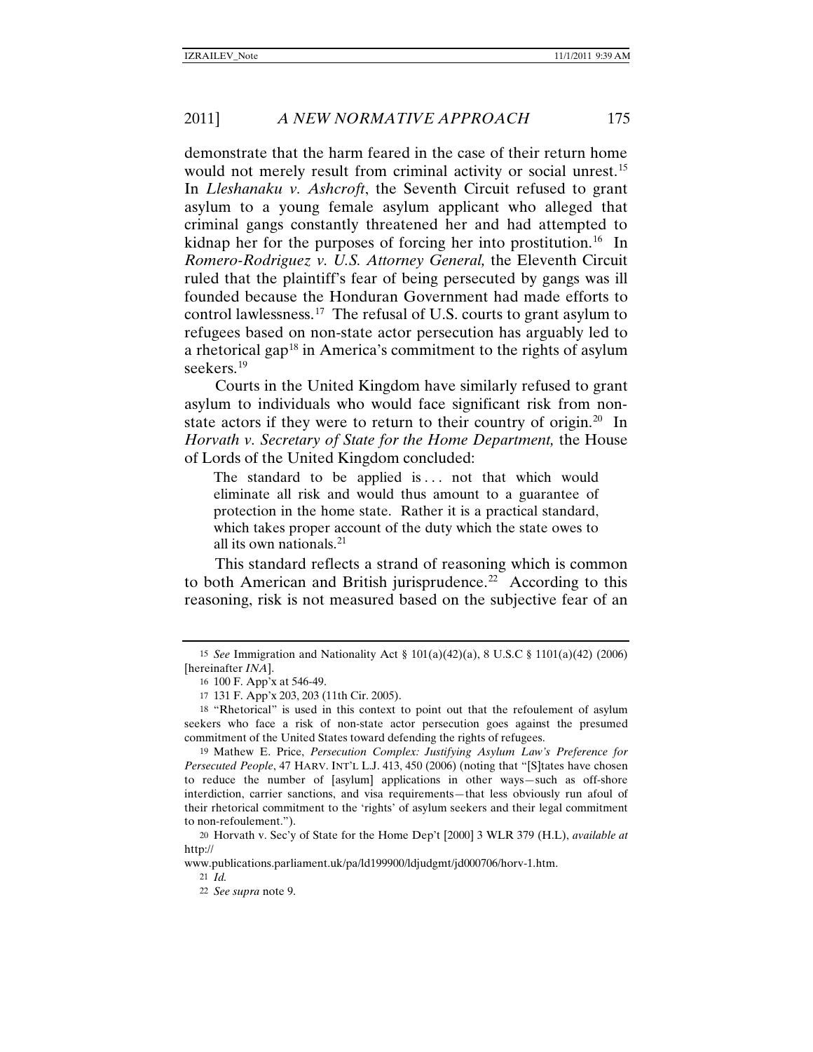demonstrate that the harm feared in the case of their return home would not merely result from criminal activity or social unrest.[15] In *Lleshanaku v. Ashcroft*, the Seventh Circuit refused to grant asylum to a young female asylum applicant who alleged that criminal gangs constantly threatened her and had attempted to kidnap her for the purposes of forcing her into prostitution.[16] In *Romero-Rodriguez v. U.S. Attorney General,* the Eleventh Circuit ruled that the plaintiff's fear of being persecuted by gangs was ill founded because the Honduran Government had made efforts to control lawlessness.[17] The refusal of U.S. courts to grant asylum to refugees based on non-state actor persecution has arguably led to a rhetorical gap[18] in America's commitment to the rights of asylum seekers.[19]

Courts in the United Kingdom have similarly refused to grant asylum to individuals who would face significant risk from non-state actors if they were to return to their country of origin.[20] In *Horvath v. Secretary of State for the Home Department,* the House of Lords of the United Kingdom concluded:

> The standard to be applied is . . . not that which would eliminate all risk and would thus amount to a guarantee of protection in the home state. Rather it is a practical standard, which takes proper account of the duty which the state owes to all its own nationals.[21]

This standard reflects a strand of reasoning which is common to both American and British jurisprudence.[22] According to this reasoning, risk is not measured based on the subjective fear of an

---

15 *See* Immigration and Nationality Act § 101(a)(42)(a), 8 U.S.C § 1101(a)(42) (2006) [hereinafter *INA*].

16 100 F. App'x at 546-49.

17 131 F. App'x 203, 203 (11th Cir. 2005).

18 "Rhetorical" is used in this context to point out that the refoulement of asylum seekers who face a risk of non-state actor persecution goes against the presumed commitment of the United States toward defending the rights of refugees.

19 Mathew E. Price, *Persecution Complex: Justifying Asylum Law's Preference for Persecuted People*, 47 HARV. INT'L L.J. 413, 450 (2006) (noting that "[S]tates have chosen to reduce the number of [asylum] applications in other ways—such as off-shore interdiction, carrier sanctions, and visa requirements—that less obviously run afoul of their rhetorical commitment to the 'rights' of asylum seekers and their legal commitment to non-refoulement.").

20 Horvath v. Sec'y of State for the Home Dep't [2000] 3 WLR 379 (H.L), *available at* http://
www.publications.parliament.uk/pa/ld199900/ldjudgmt/jd000706/horv-1.htm.

21 *Id.*

22 *See supra* note 9.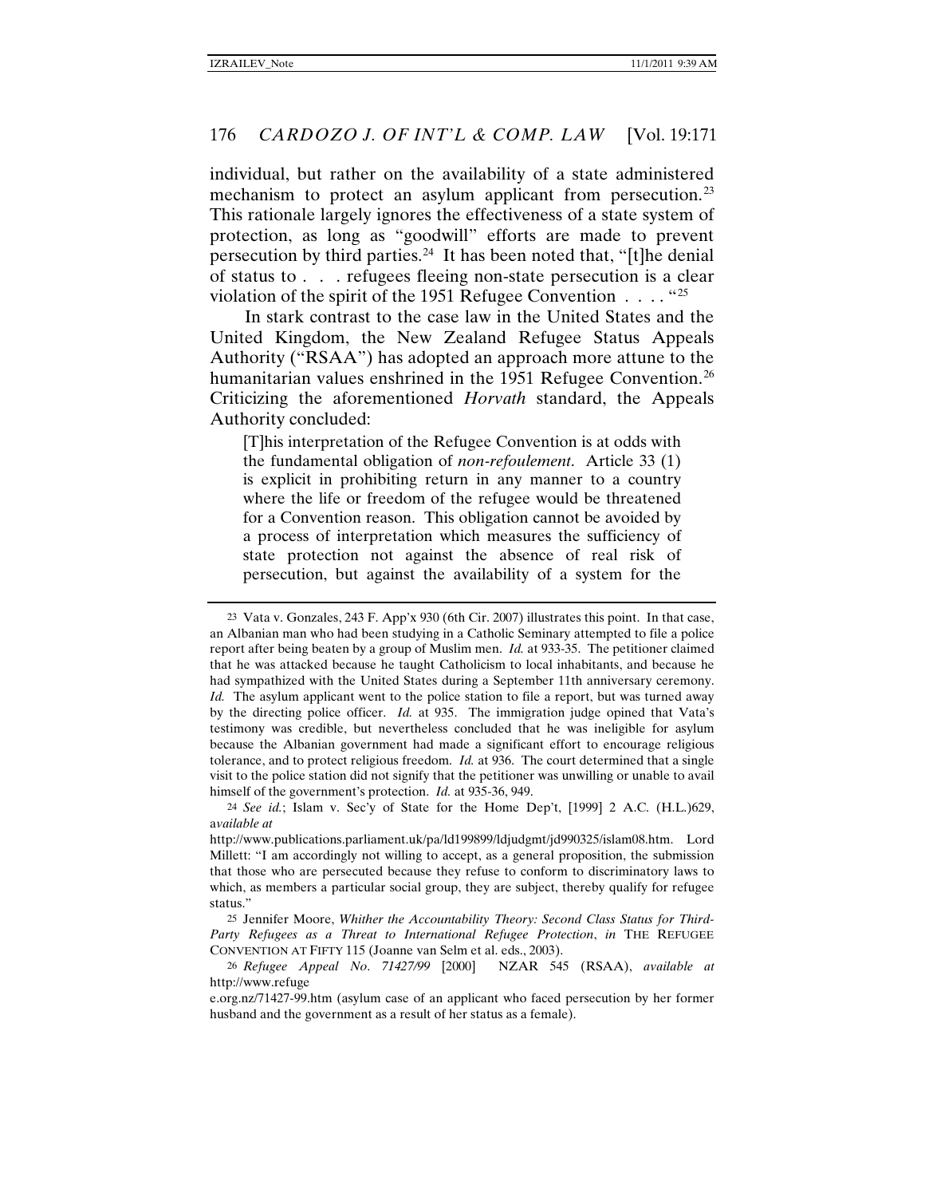individual, but rather on the availability of a state administered mechanism to protect an asylum applicant from persecution.[23] This rationale largely ignores the effectiveness of a state system of protection, as long as "goodwill" efforts are made to prevent persecution by third parties.[24] It has been noted that, "[t]he denial of status to . . . refugees fleeing non-state persecution is a clear violation of the spirit of the 1951 Refugee Convention . . . . "[25]

In stark contrast to the case law in the United States and the United Kingdom, the New Zealand Refugee Status Appeals Authority ("RSAA") has adopted an approach more attune to the humanitarian values enshrined in the 1951 Refugee Convention.[26] Criticizing the aforementioned *Horvath* standard, the Appeals Authority concluded:

> [T]his interpretation of the Refugee Convention is at odds with the fundamental obligation of *non-refoulement*. Article 33 (1) is explicit in prohibiting return in any manner to a country where the life or freedom of the refugee would be threatened for a Convention reason. This obligation cannot be avoided by a process of interpretation which measures the sufficiency of state protection not against the absence of real risk of persecution, but against the availability of a system for the

---

23 Vata v. Gonzales, 243 F. App'x 930 (6th Cir. 2007) illustrates this point. In that case, an Albanian man who had been studying in a Catholic Seminary attempted to file a police report after being beaten by a group of Muslim men. *Id.* at 933-35. The petitioner claimed that he was attacked because he taught Catholicism to local inhabitants, and because he had sympathized with the United States during a September 11th anniversary ceremony. *Id.* The asylum applicant went to the police station to file a report, but was turned away by the directing police officer. *Id.* at 935. The immigration judge opined that Vata's testimony was credible, but nevertheless concluded that he was ineligible for asylum because the Albanian government had made a significant effort to encourage religious tolerance, and to protect religious freedom. *Id.* at 936. The court determined that a single visit to the police station did not signify that the petitioner was unwilling or unable to avail himself of the government's protection. *Id.* at 935-36, 949.

24 *See id.*; Islam v. Sec'y of State for the Home Dep't, [1999] 2 A.C. (H.L.)629, a*vailable at* http://www.publications.parliament.uk/pa/ld199899/ldjudgmt/jd990325/islam08.htm. Lord Millett: "I am accordingly not willing to accept, as a general proposition, the submission that those who are persecuted because they refuse to conform to discriminatory laws to which, as members a particular social group, they are subject, thereby qualify for refugee status."

25 Jennifer Moore, *Whither the Accountability Theory: Second Class Status for Third-Party Refugees as a Threat to International Refugee Protection*, *in* THE REFUGEE CONVENTION AT FIFTY 115 (Joanne van Selm et al. eds., 2003).

26 *Refugee Appeal No. 71427/99* [2000] NZAR 545 (RSAA), *available at* http://www.refugee.org.nz/71427-99.htm (asylum case of an applicant who faced persecution by her former husband and the government as a result of her status as a female).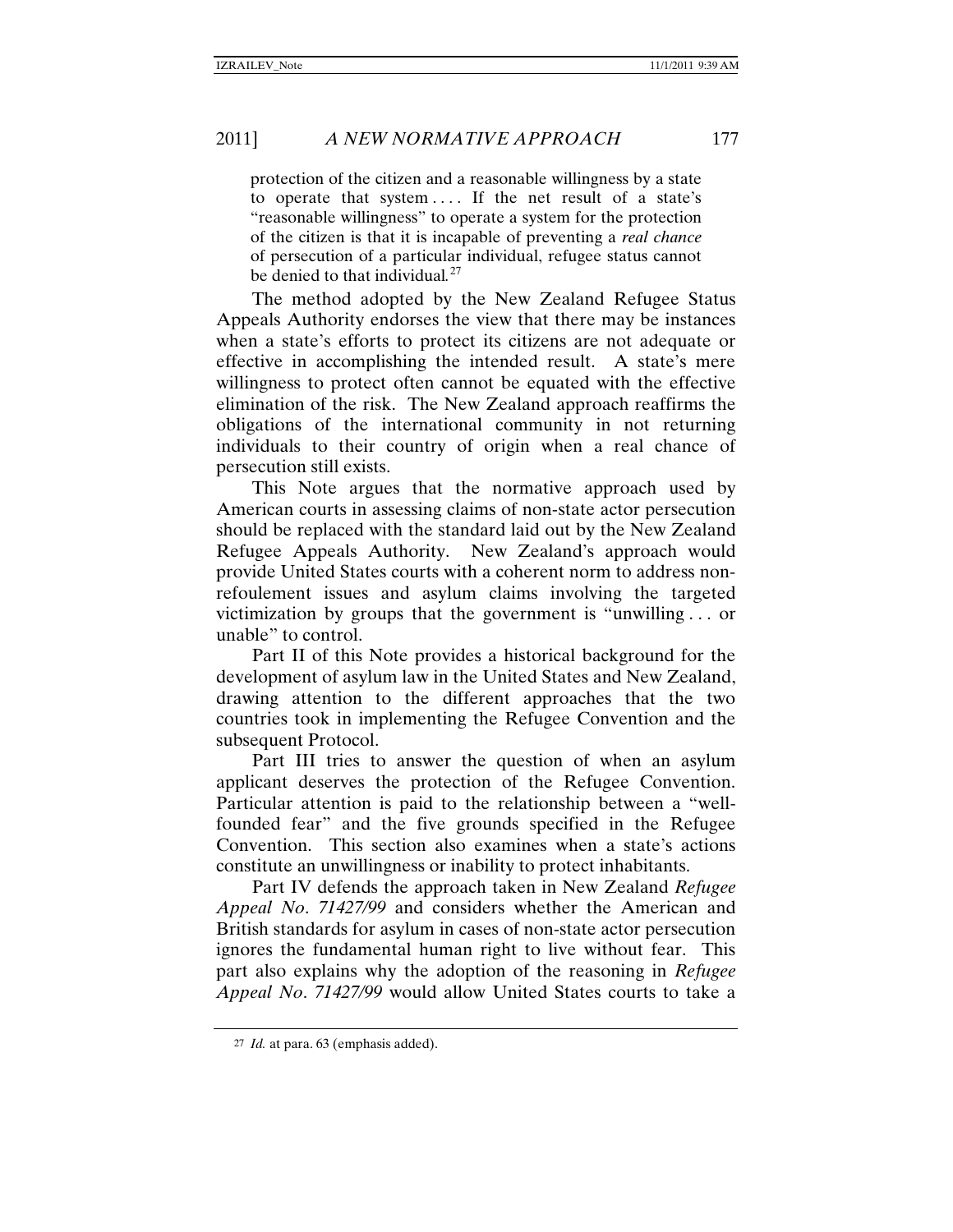> protection of the citizen and a reasonable willingness by a state to operate that system . . . . If the net result of a state's "reasonable willingness" to operate a system for the protection of the citizen is that it is incapable of preventing a *real chance* of persecution of a particular individual, refugee status cannot be denied to that individual.[27]

The method adopted by the New Zealand Refugee Status Appeals Authority endorses the view that there may be instances when a state's efforts to protect its citizens are not adequate or effective in accomplishing the intended result. A state's mere willingness to protect often cannot be equated with the effective elimination of the risk. The New Zealand approach reaffirms the obligations of the international community in not returning individuals to their country of origin when a real chance of persecution still exists.

This Note argues that the normative approach used by American courts in assessing claims of non-state actor persecution should be replaced with the standard laid out by the New Zealand Refugee Appeals Authority. New Zealand's approach would provide United States courts with a coherent norm to address non-refoulement issues and asylum claims involving the targeted victimization by groups that the government is "unwilling . . . or unable" to control.

Part II of this Note provides a historical background for the development of asylum law in the United States and New Zealand, drawing attention to the different approaches that the two countries took in implementing the Refugee Convention and the subsequent Protocol.

Part III tries to answer the question of when an asylum applicant deserves the protection of the Refugee Convention. Particular attention is paid to the relationship between a "well-founded fear" and the five grounds specified in the Refugee Convention. This section also examines when a state's actions constitute an unwillingness or inability to protect inhabitants.

Part IV defends the approach taken in New Zealand *Refugee Appeal No. 71427/99* and considers whether the American and British standards for asylum in cases of non-state actor persecution ignores the fundamental human right to live without fear. This part also explains why the adoption of the reasoning in *Refugee Appeal No. 71427/99* would allow United States courts to take a

---

[27] *Id.* at para. 63 (emphasis added).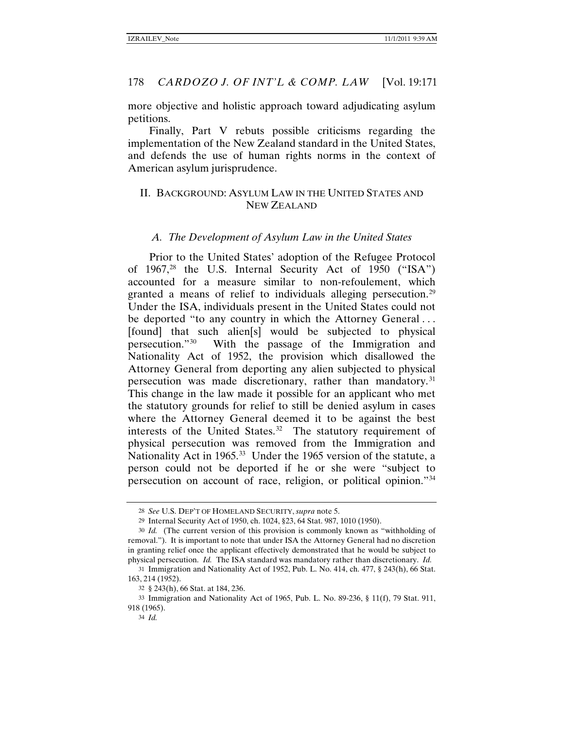more objective and holistic approach toward adjudicating asylum petitions.

Finally, Part V rebuts possible criticisms regarding the implementation of the New Zealand standard in the United States, and defends the use of human rights norms in the context of American asylum jurisprudence.

## II. BACKGROUND: ASYLUM LAW IN THE UNITED STATES AND NEW ZEALAND

### *A. The Development of Asylum Law in the United States*

Prior to the United States' adoption of the Refugee Protocol of 1967,[28] the U.S. Internal Security Act of 1950 ("ISA") accounted for a measure similar to non-refoulement, which granted a means of relief to individuals alleging persecution.[29] Under the ISA, individuals present in the United States could not be deported "to any country in which the Attorney General . . . [found] that such alien[s] would be subjected to physical persecution."[30] With the passage of the Immigration and Nationality Act of 1952, the provision which disallowed the Attorney General from deporting any alien subjected to physical persecution was made discretionary, rather than mandatory.[31] This change in the law made it possible for an applicant who met the statutory grounds for relief to still be denied asylum in cases where the Attorney General deemed it to be against the best interests of the United States.[32] The statutory requirement of physical persecution was removed from the Immigration and Nationality Act in 1965.[33] Under the 1965 version of the statute, a person could not be deported if he or she were "subject to persecution on account of race, religion, or political opinion."[34]

---

[28] *See* U.S. DEP'T OF HOMELAND SECURITY, *supra* note 5.

[29] Internal Security Act of 1950, ch. 1024, §23, 64 Stat. 987, 1010 (1950).

[30] *Id.* (The current version of this provision is commonly known as "withholding of removal."). It is important to note that under ISA the Attorney General had no discretion in granting relief once the applicant effectively demonstrated that he would be subject to physical persecution. *Id.* The ISA standard was mandatory rather than discretionary. *Id.*

[31] Immigration and Nationality Act of 1952, Pub. L. No. 414, ch. 477, § 243(h), 66 Stat. 163, 214 (1952).

[32] § 243(h), 66 Stat. at 184, 236.

[33] Immigration and Nationality Act of 1965, Pub. L. No. 89-236, § 11(f), 79 Stat. 911, 918 (1965).

[34] *Id.*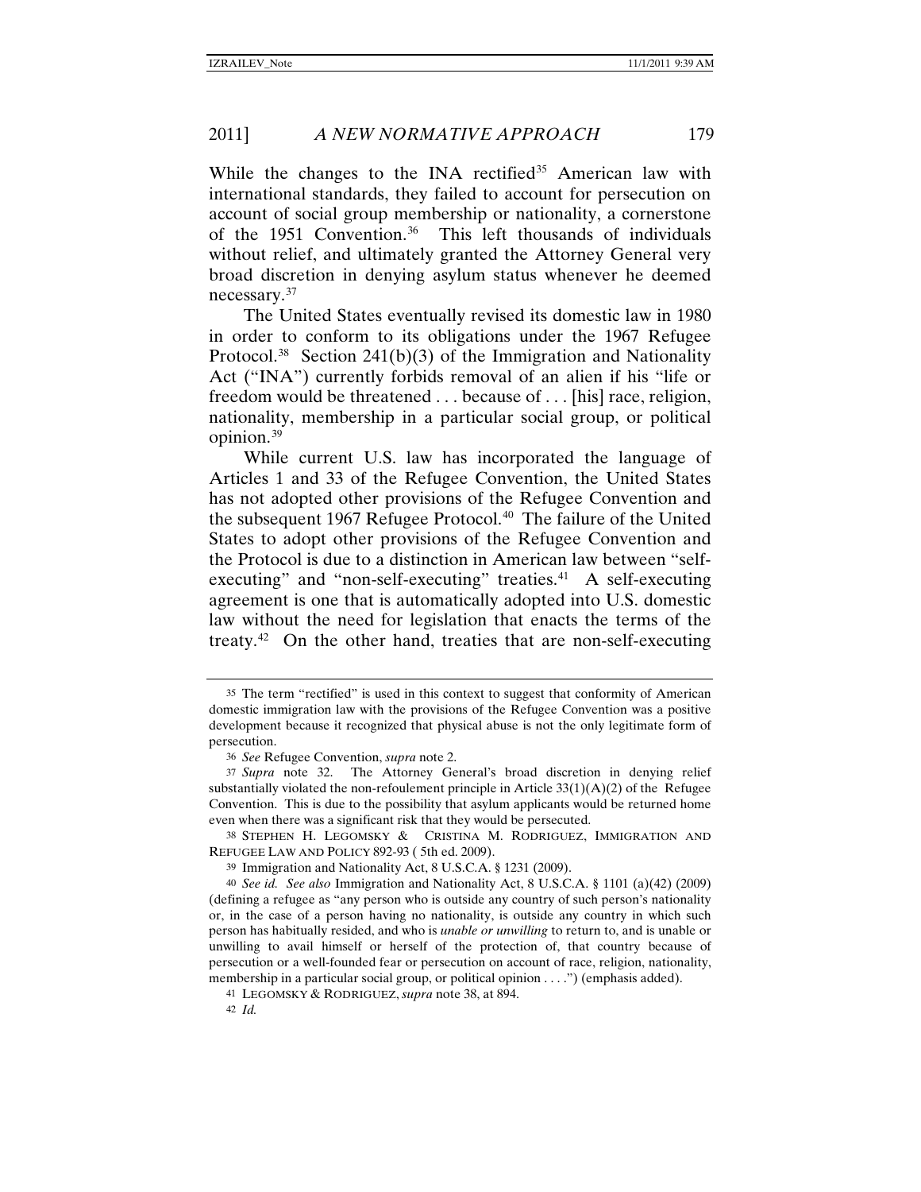While the changes to the INA rectified[35] American law with international standards, they failed to account for persecution on account of social group membership or nationality, a cornerstone of the 1951 Convention.[36] This left thousands of individuals without relief, and ultimately granted the Attorney General very broad discretion in denying asylum status whenever he deemed necessary.[37]

The United States eventually revised its domestic law in 1980 in order to conform to its obligations under the 1967 Refugee Protocol.[38] Section 241(b)(3) of the Immigration and Nationality Act ("INA") currently forbids removal of an alien if his "life or freedom would be threatened . . . because of . . . [his] race, religion, nationality, membership in a particular social group, or political opinion.[39]

While current U.S. law has incorporated the language of Articles 1 and 33 of the Refugee Convention, the United States has not adopted other provisions of the Refugee Convention and the subsequent 1967 Refugee Protocol.[40] The failure of the United States to adopt other provisions of the Refugee Convention and the Protocol is due to a distinction in American law between "self-executing" and "non-self-executing" treaties.[41] A self-executing agreement is one that is automatically adopted into U.S. domestic law without the need for legislation that enacts the terms of the treaty.[42] On the other hand, treaties that are non-self-executing

---

35 The term "rectified" is used in this context to suggest that conformity of American domestic immigration law with the provisions of the Refugee Convention was a positive development because it recognized that physical abuse is not the only legitimate form of persecution.

36 *See* Refugee Convention, *supra* note 2.

37 *Supra* note 32. The Attorney General's broad discretion in denying relief substantially violated the non-refoulement principle in Article 33(1)(A)(2) of the Refugee Convention. This is due to the possibility that asylum applicants would be returned home even when there was a significant risk that they would be persecuted.

38 STEPHEN H. LEGOMSKY & CRISTINA M. RODRIGUEZ, IMMIGRATION AND REFUGEE LAW AND POLICY 892-93 ( 5th ed. 2009).

39 Immigration and Nationality Act, 8 U.S.C.A. § 1231 (2009).

40 *See id. See also* Immigration and Nationality Act, 8 U.S.C.A. § 1101 (a)(42) (2009) (defining a refugee as "any person who is outside any country of such person's nationality or, in the case of a person having no nationality, is outside any country in which such person has habitually resided, and who is *unable or unwilling* to return to, and is unable or unwilling to avail himself or herself of the protection of, that country because of persecution or a well-founded fear or persecution on account of race, religion, nationality, membership in a particular social group, or political opinion . . . .") (emphasis added).

41 LEGOMSKY & RODRIGUEZ, *supra* note 38, at 894.

42 *Id.*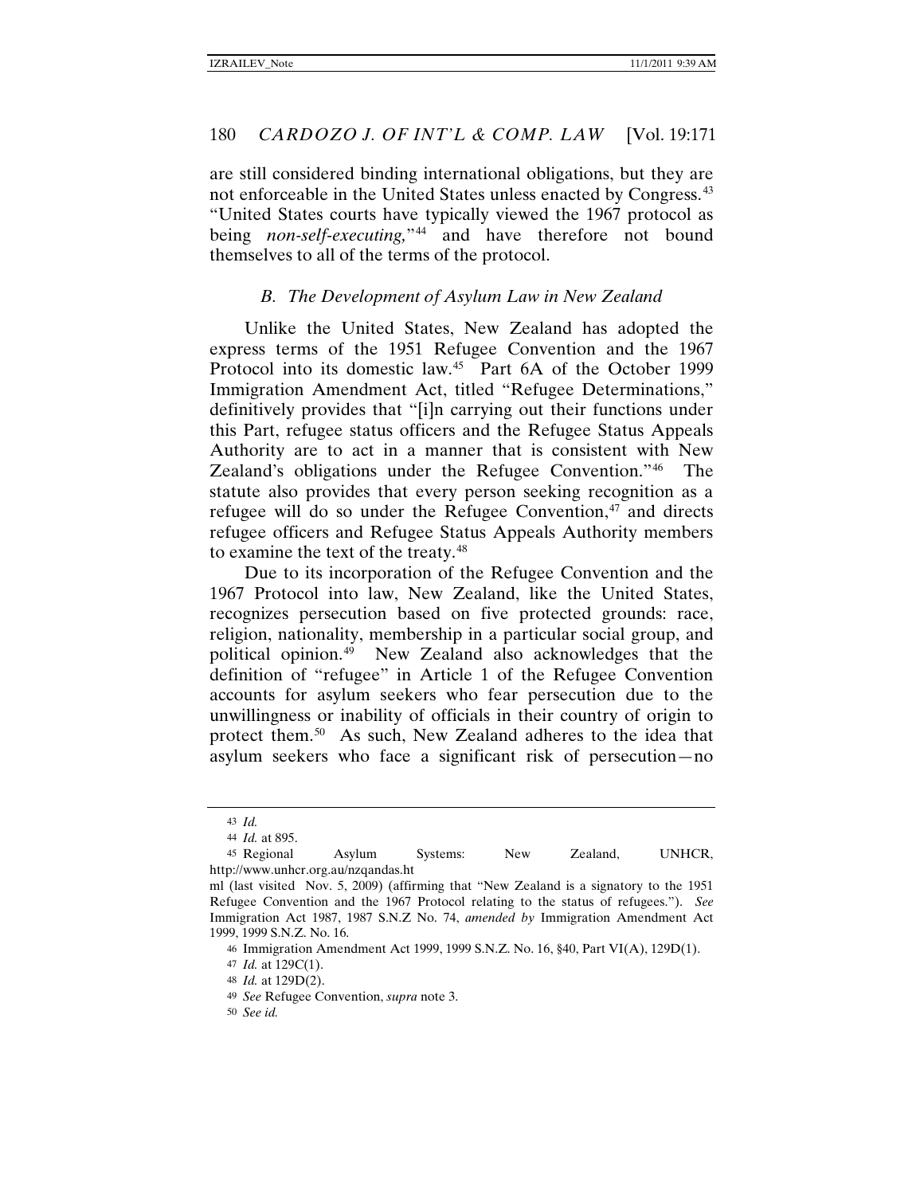are still considered binding international obligations, but they are not enforceable in the United States unless enacted by Congress.[43] "United States courts have typically viewed the 1967 protocol as being *non-self-executing,*"[44] and have therefore not bound themselves to all of the terms of the protocol.

### *B. The Development of Asylum Law in New Zealand*

Unlike the United States, New Zealand has adopted the express terms of the 1951 Refugee Convention and the 1967 Protocol into its domestic law.[45] Part 6A of the October 1999 Immigration Amendment Act, titled "Refugee Determinations," definitively provides that "[i]n carrying out their functions under this Part, refugee status officers and the Refugee Status Appeals Authority are to act in a manner that is consistent with New Zealand's obligations under the Refugee Convention."[46] The statute also provides that every person seeking recognition as a refugee will do so under the Refugee Convention,[47] and directs refugee officers and Refugee Status Appeals Authority members to examine the text of the treaty.[48]

Due to its incorporation of the Refugee Convention and the 1967 Protocol into law, New Zealand, like the United States, recognizes persecution based on five protected grounds: race, religion, nationality, membership in a particular social group, and political opinion.[49] New Zealand also acknowledges that the definition of "refugee" in Article 1 of the Refugee Convention accounts for asylum seekers who fear persecution due to the unwillingness or inability of officials in their country of origin to protect them.[50] As such, New Zealand adheres to the idea that asylum seekers who face a significant risk of persecution—no

---

43 *Id.*

44 *Id.* at 895.

45 Regional Asylum Systems: New Zealand, UNHCR, http://www.unhcr.org.au/nzqandas.html (last visited Nov. 5, 2009) (affirming that "New Zealand is a signatory to the 1951 Refugee Convention and the 1967 Protocol relating to the status of refugees."). *See* Immigration Act 1987, 1987 S.N.Z No. 74, *amended by* Immigration Amendment Act 1999, 1999 S.N.Z. No. 16.

46 Immigration Amendment Act 1999, 1999 S.N.Z. No. 16, §40, Part VI(A), 129D(1).

47 *Id.* at 129C(1).

48 *Id.* at 129D(2).

49 *See* Refugee Convention, *supra* note 3.

50 *See id.*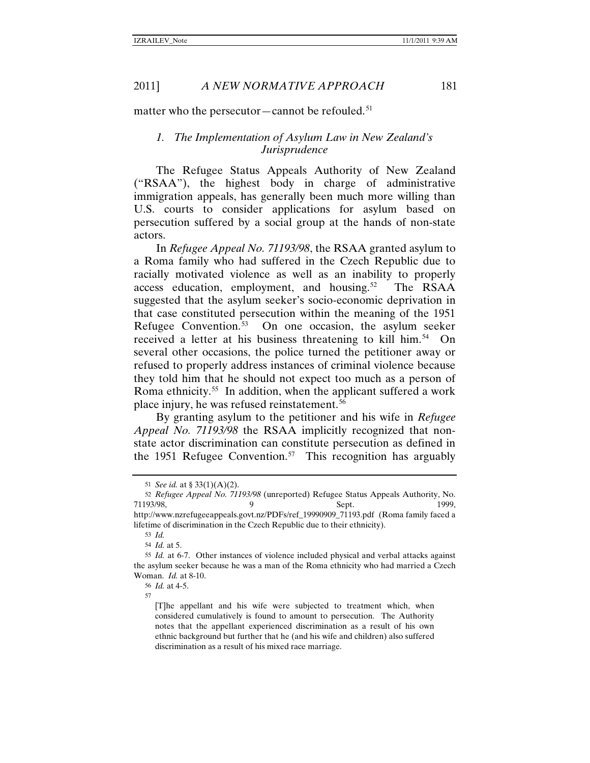matter who the persecutor—cannot be refouled.[51]

### *1. The Implementation of Asylum Law in New Zealand's Jurisprudence*

The Refugee Status Appeals Authority of New Zealand ("RSAA"), the highest body in charge of administrative immigration appeals, has generally been much more willing than U.S. courts to consider applications for asylum based on persecution suffered by a social group at the hands of non-state actors.

In *Refugee Appeal No. 71193/98*, the RSAA granted asylum to a Roma family who had suffered in the Czech Republic due to racially motivated violence as well as an inability to properly access education, employment, and housing.[52] The RSAA suggested that the asylum seeker's socio-economic deprivation in that case constituted persecution within the meaning of the 1951 Refugee Convention.[53] On one occasion, the asylum seeker received a letter at his business threatening to kill him.[54] On several other occasions, the police turned the petitioner away or refused to properly address instances of criminal violence because they told him that he should not expect too much as a person of Roma ethnicity.[55] In addition, when the applicant suffered a work place injury, he was refused reinstatement.[56]

By granting asylum to the petitioner and his wife in *Refugee Appeal No. 71193/98* the RSAA implicitly recognized that non-state actor discrimination can constitute persecution as defined in the 1951 Refugee Convention.[57] This recognition has arguably

---

51 *See id.* at § 33(1)(A)(2).

52 *Refugee Appeal No. 71193/98* (unreported) Refugee Status Appeals Authority, No. 71193/98, 9 Sept. 1999, http://www.nzrefugeeappeals.govt.nz/PDFs/ref_19990909_71193.pdf (Roma family faced a lifetime of discrimination in the Czech Republic due to their ethnicity).

53 *Id.*

54 *Id.* at 5.

55 *Id.* at 6-7. Other instances of violence included physical and verbal attacks against the asylum seeker because he was a man of the Roma ethnicity who had married a Czech Woman. *Id.* at 8-10.

56 *Id.* at 4-5.

57

> [T]he appellant and his wife were subjected to treatment which, when considered cumulatively is found to amount to persecution. The Authority notes that the appellant experienced discrimination as a result of his own ethnic background but further that he (and his wife and children) also suffered discrimination as a result of his mixed race marriage.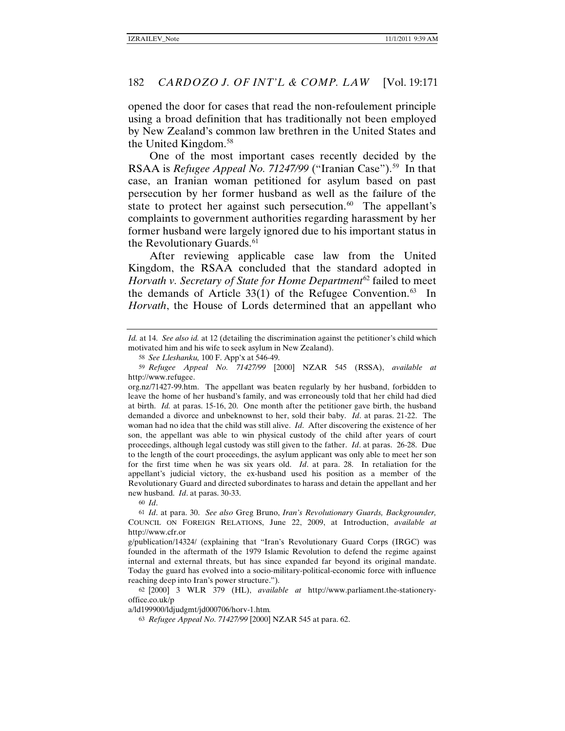opened the door for cases that read the non-refoulement principle using a broad definition that has traditionally not been employed by New Zealand's common law brethren in the United States and the United Kingdom.[58]

One of the most important cases recently decided by the RSAA is *Refugee Appeal No. 71247/99* ("Iranian Case").[59] In that case, an Iranian woman petitioned for asylum based on past persecution by her former husband as well as the failure of the state to protect her against such persecution.[60] The appellant's complaints to government authorities regarding harassment by her former husband were largely ignored due to his important status in the Revolutionary Guards.[61]

After reviewing applicable case law from the United Kingdom, the RSAA concluded that the standard adopted in *Horvath v. Secretary of State for Home Department*[62] failed to meet the demands of Article 33(1) of the Refugee Convention.[63] In *Horvath*, the House of Lords determined that an appellant who

---

*Id.* at 14. *See also id.* at 12 (detailing the discrimination against the petitioner's child which motivated him and his wife to seek asylum in New Zealand).

58 *See Lleshanku,* 100 F. App'x at 546-49.

59 *Refugee Appeal No. 71427/99* [2000] NZAR 545 (RSSA), *available at* http://www.refugee.org.nz/71427-99.htm. The appellant was beaten regularly by her husband, forbidden to leave the home of her husband's family, and was erroneously told that her child had died at birth. *Id.* at paras. 15-16, 20. One month after the petitioner gave birth, the husband demanded a divorce and unbeknownst to her, sold their baby. *Id*. at paras. 21-22. The woman had no idea that the child was still alive. *Id*. After discovering the existence of her son, the appellant was able to win physical custody of the child after years of court proceedings, although legal custody was still given to the father. *Id*. at paras. 26-28. Due to the length of the court proceedings, the asylum applicant was only able to meet her son for the first time when he was six years old. *Id*. at para. 28. In retaliation for the appellant's judicial victory, the ex-husband used his position as a member of the Revolutionary Guard and directed subordinates to harass and detain the appellant and her new husband. *Id*. at paras. 30-33.

60 *Id*.

61 *Id*. at para. 30. *See also* Greg Bruno, *Iran's Revolutionary Guards, Backgrounder,* COUNCIL ON FOREIGN RELATIONS, June 22, 2009, at Introduction, *available at* http://www.cfr.org/publication/14324/ (explaining that "Iran's Revolutionary Guard Corps (IRGC) was founded in the aftermath of the 1979 Islamic Revolution to defend the regime against internal and external threats, but has since expanded far beyond its original mandate. Today the guard has evolved into a socio-military-political-economic force with influence reaching deep into Iran's power structure.").

62 [2000] 3 WLR 379 (HL), *available at* http://www.parliament.the-stationery-office.co.uk/pa/ld199900/ldjudgmt/jd000706/horv-1.htm*.*

63 *Refugee Appeal No. 71427/99* [2000] NZAR 545 at para. 62.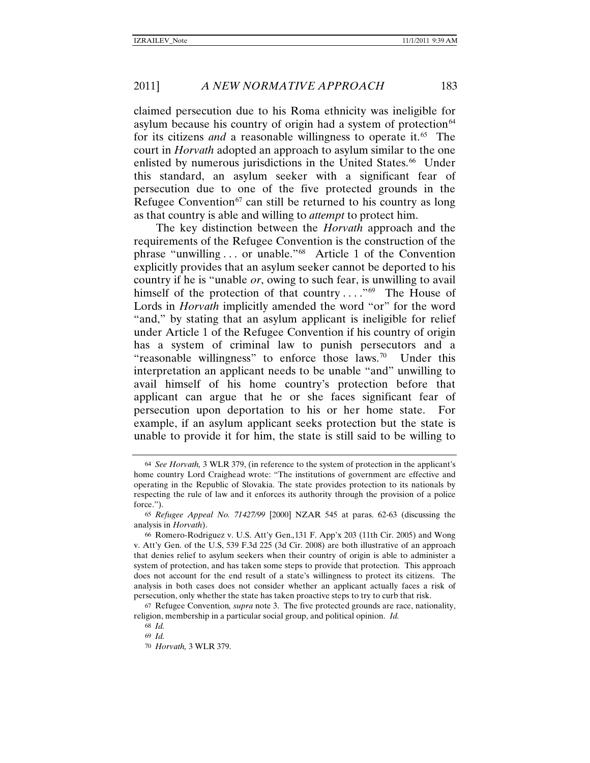claimed persecution due to his Roma ethnicity was ineligible for asylum because his country of origin had a system of protection[64] for its citizens *and* a reasonable willingness to operate it.[65] The court in *Horvath* adopted an approach to asylum similar to the one enlisted by numerous jurisdictions in the United States.[66] Under this standard, an asylum seeker with a significant fear of persecution due to one of the five protected grounds in the Refugee Convention[67] can still be returned to his country as long as that country is able and willing to *attempt* to protect him.

The key distinction between the *Horvath* approach and the requirements of the Refugee Convention is the construction of the phrase "unwilling . . . or unable."[68] Article 1 of the Convention explicitly provides that an asylum seeker cannot be deported to his country if he is "unable *or*, owing to such fear, is unwilling to avail himself of the protection of that country . . . ."[69] The House of Lords in *Horvath* implicitly amended the word "or" for the word "and," by stating that an asylum applicant is ineligible for relief under Article 1 of the Refugee Convention if his country of origin has a system of criminal law to punish persecutors and a "reasonable willingness" to enforce those laws.[70] Under this interpretation an applicant needs to be unable "and" unwilling to avail himself of his home country's protection before that applicant can argue that he or she faces significant fear of persecution upon deportation to his or her home state. For example, if an asylum applicant seeks protection but the state is unable to provide it for him, the state is still said to be willing to

---

64 *See Horvath,* 3 WLR 379, (in reference to the system of protection in the applicant's home country Lord Craighead wrote: "The institutions of government are effective and operating in the Republic of Slovakia. The state provides protection to its nationals by respecting the rule of law and it enforces its authority through the provision of a police force.").

65 *Refugee Appeal No. 71427/99* [2000] NZAR 545 at paras. 62-63 (discussing the analysis in *Horvath*).

66 Romero-Rodriguez v. U.S. Att'y Gen.,131 F. App'x 203 (11th Cir. 2005) and Wong v. Att'y Gen. of the U.S, 539 F.3d 225 (3d Cir. 2008) are both illustrative of an approach that denies relief to asylum seekers when their country of origin is able to administer a system of protection, and has taken some steps to provide that protection. This approach does not account for the end result of a state's willingness to protect its citizens. The analysis in both cases does not consider whether an applicant actually faces a risk of persecution, only whether the state has taken proactive steps to try to curb that risk.

67 Refugee Convention*, supra* note 3. The five protected grounds are race, nationality, religion, membership in a particular social group, and political opinion. *Id.*

68 *Id.*

69 *Id.*

70 *Horvath,* 3 WLR 379.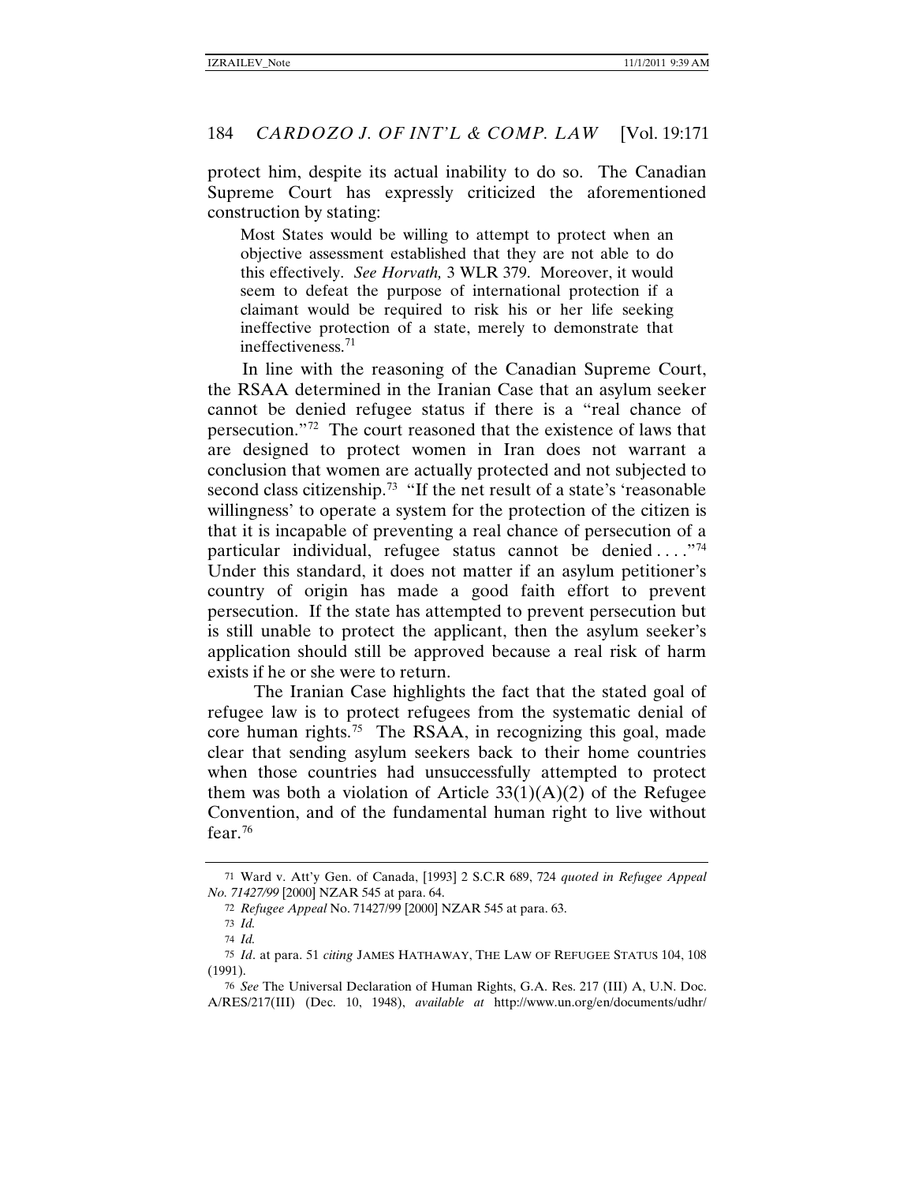protect him, despite its actual inability to do so. The Canadian Supreme Court has expressly criticized the aforementioned construction by stating:

> Most States would be willing to attempt to protect when an objective assessment established that they are not able to do this effectively. *See Horvath,* 3 WLR 379. Moreover, it would seem to defeat the purpose of international protection if a claimant would be required to risk his or her life seeking ineffective protection of a state, merely to demonstrate that ineffectiveness.[71]

In line with the reasoning of the Canadian Supreme Court, the RSAA determined in the Iranian Case that an asylum seeker cannot be denied refugee status if there is a "real chance of persecution."[72] The court reasoned that the existence of laws that are designed to protect women in Iran does not warrant a conclusion that women are actually protected and not subjected to second class citizenship.[73] "If the net result of a state's 'reasonable willingness' to operate a system for the protection of the citizen is that it is incapable of preventing a real chance of persecution of a particular individual, refugee status cannot be denied . . . ."[74] Under this standard, it does not matter if an asylum petitioner's country of origin has made a good faith effort to prevent persecution. If the state has attempted to prevent persecution but is still unable to protect the applicant, then the asylum seeker's application should still be approved because a real risk of harm exists if he or she were to return.

The Iranian Case highlights the fact that the stated goal of refugee law is to protect refugees from the systematic denial of core human rights.[75] The RSAA, in recognizing this goal, made clear that sending asylum seekers back to their home countries when those countries had unsuccessfully attempted to protect them was both a violation of Article 33(1)(A)(2) of the Refugee Convention, and of the fundamental human right to live without fear.[76]

---

[71] Ward v. Att'y Gen. of Canada, [1993] 2 S.C.R 689, 724 *quoted in Refugee Appeal No. 71427/99* [2000] NZAR 545 at para. 64.

[72] *Refugee Appeal* No. 71427/99 [2000] NZAR 545 at para. 63.

[73] *Id.*

[74] *Id.*

[75] *Id*. at para. 51 *citing* JAMES HATHAWAY, THE LAW OF REFUGEE STATUS 104, 108 (1991).

[76] *See* The Universal Declaration of Human Rights, G.A. Res. 217 (III) A, U.N. Doc. A/RES/217(III) (Dec. 10, 1948), *available at* http://www.un.org/en/documents/udhr/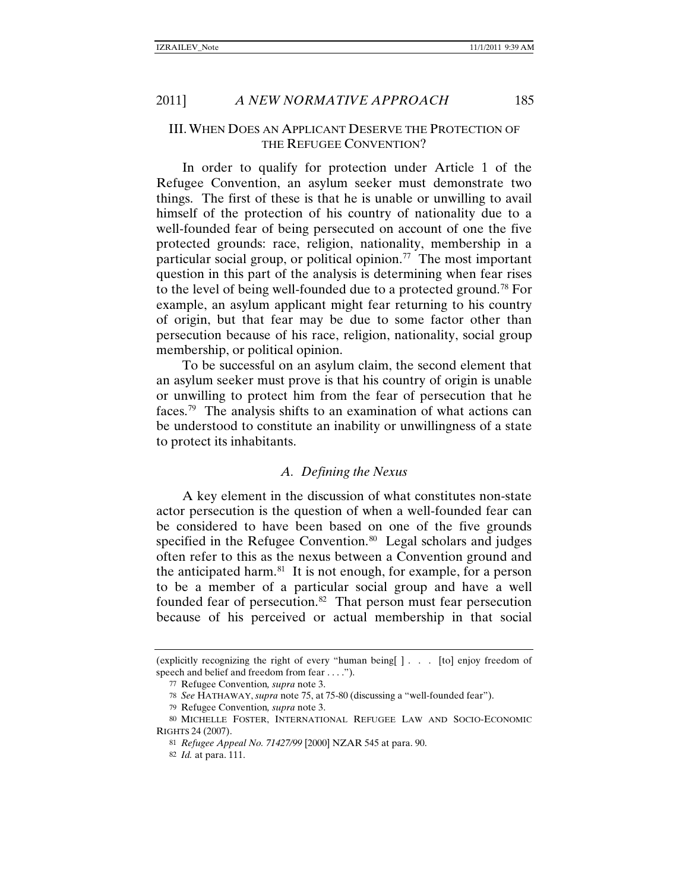## III. When Does an Applicant Deserve the Protection of the Refugee Convention?

In order to qualify for protection under Article 1 of the Refugee Convention, an asylum seeker must demonstrate two things. The first of these is that he is unable or unwilling to avail himself of the protection of his country of nationality due to a well-founded fear of being persecuted on account of one the five protected grounds: race, religion, nationality, membership in a particular social group, or political opinion.[77] The most important question in this part of the analysis is determining when fear rises to the level of being well-founded due to a protected ground.[78] For example, an asylum applicant might fear returning to his country of origin, but that fear may be due to some factor other than persecution because of his race, religion, nationality, social group membership, or political opinion.

To be successful on an asylum claim, the second element that an asylum seeker must prove is that his country of origin is unable or unwilling to protect him from the fear of persecution that he faces.[79] The analysis shifts to an examination of what actions can be understood to constitute an inability or unwillingness of a state to protect its inhabitants.

### *A. Defining the Nexus*

A key element in the discussion of what constitutes non-state actor persecution is the question of when a well-founded fear can be considered to have been based on one of the five grounds specified in the Refugee Convention.[80] Legal scholars and judges often refer to this as the nexus between a Convention ground and the anticipated harm.[81] It is not enough, for example, for a person to be a member of a particular social group and have a well founded fear of persecution.[82] That person must fear persecution because of his perceived or actual membership in that social

---

(explicitly recognizing the right of every "human being[ ] . . . [to] enjoy freedom of speech and belief and freedom from fear . . . .").

77 Refugee Convention, *supra* note 3.

78 *See* HATHAWAY, *supra* note 75, at 75-80 (discussing a "well-founded fear").

79 Refugee Convention, *supra* note 3.

80 MICHELLE FOSTER, INTERNATIONAL REFUGEE LAW AND SOCIO-ECONOMIC RIGHTS 24 (2007).

81 *Refugee Appeal No. 71427/99* [2000] NZAR 545 at para. 90.

82 *Id.* at para. 111.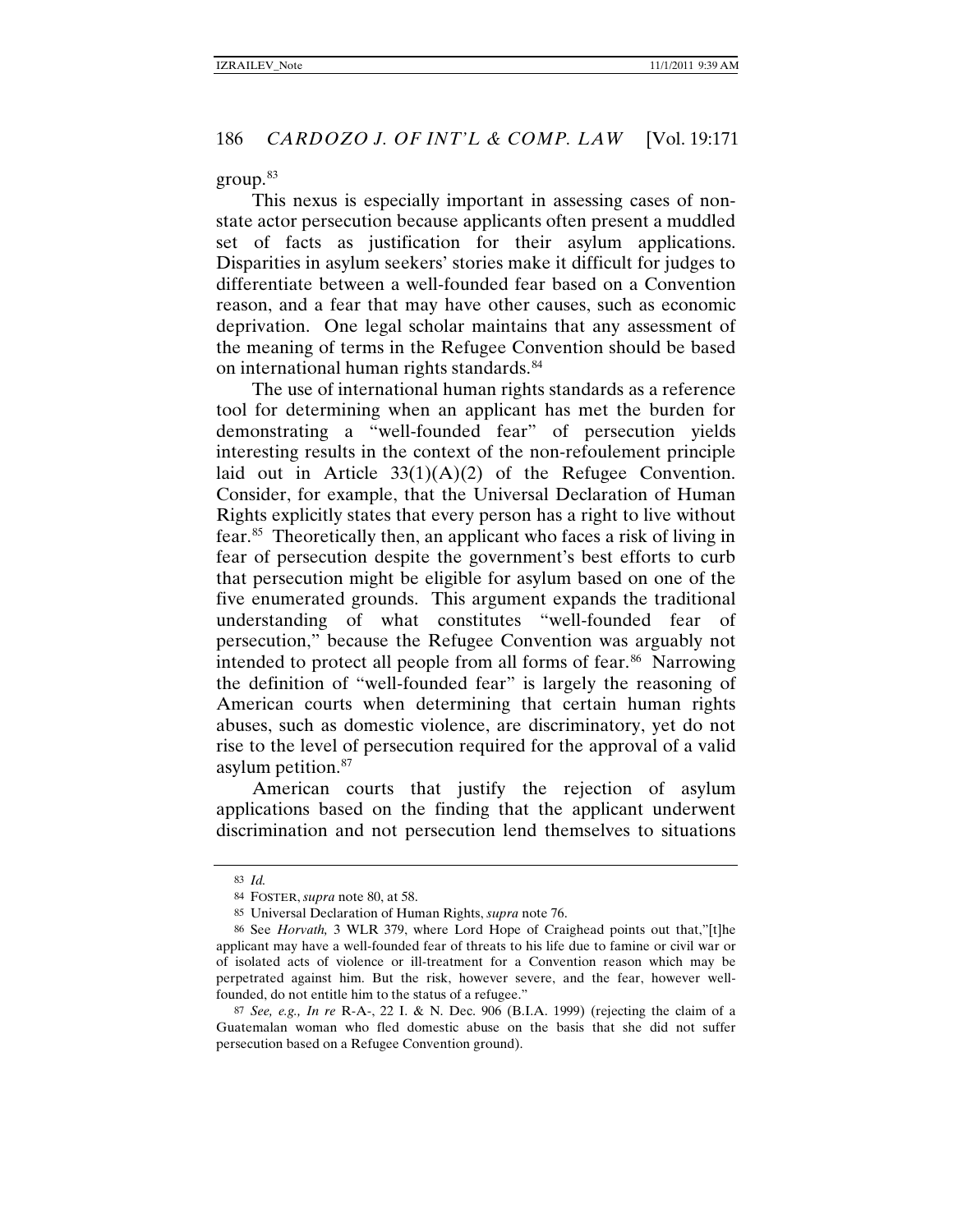group.[83]

This nexus is especially important in assessing cases of non-state actor persecution because applicants often present a muddled set of facts as justification for their asylum applications. Disparities in asylum seekers' stories make it difficult for judges to differentiate between a well-founded fear based on a Convention reason, and a fear that may have other causes, such as economic deprivation. One legal scholar maintains that any assessment of the meaning of terms in the Refugee Convention should be based on international human rights standards.[84]

The use of international human rights standards as a reference tool for determining when an applicant has met the burden for demonstrating a "well-founded fear" of persecution yields interesting results in the context of the non-refoulement principle laid out in Article 33(1)(A)(2) of the Refugee Convention. Consider, for example, that the Universal Declaration of Human Rights explicitly states that every person has a right to live without fear.[85] Theoretically then, an applicant who faces a risk of living in fear of persecution despite the government's best efforts to curb that persecution might be eligible for asylum based on one of the five enumerated grounds. This argument expands the traditional understanding of what constitutes "well-founded fear of persecution," because the Refugee Convention was arguably not intended to protect all people from all forms of fear.[86] Narrowing the definition of "well-founded fear" is largely the reasoning of American courts when determining that certain human rights abuses, such as domestic violence, are discriminatory, yet do not rise to the level of persecution required for the approval of a valid asylum petition.[87]

American courts that justify the rejection of asylum applications based on the finding that the applicant underwent discrimination and not persecution lend themselves to situations

---

[83] *Id.*

[84] FOSTER, *supra* note 80, at 58.

[85] Universal Declaration of Human Rights, *supra* note 76.

[86] See *Horvath,* 3 WLR 379, where Lord Hope of Craighead points out that,"[t]he applicant may have a well-founded fear of threats to his life due to famine or civil war or of isolated acts of violence or ill-treatment for a Convention reason which may be perpetrated against him. But the risk, however severe, and the fear, however well-founded, do not entitle him to the status of a refugee."

[87] *See, e.g., In re* R-A-, 22 I. & N. Dec. 906 (B.I.A. 1999) (rejecting the claim of a Guatemalan woman who fled domestic abuse on the basis that she did not suffer persecution based on a Refugee Convention ground).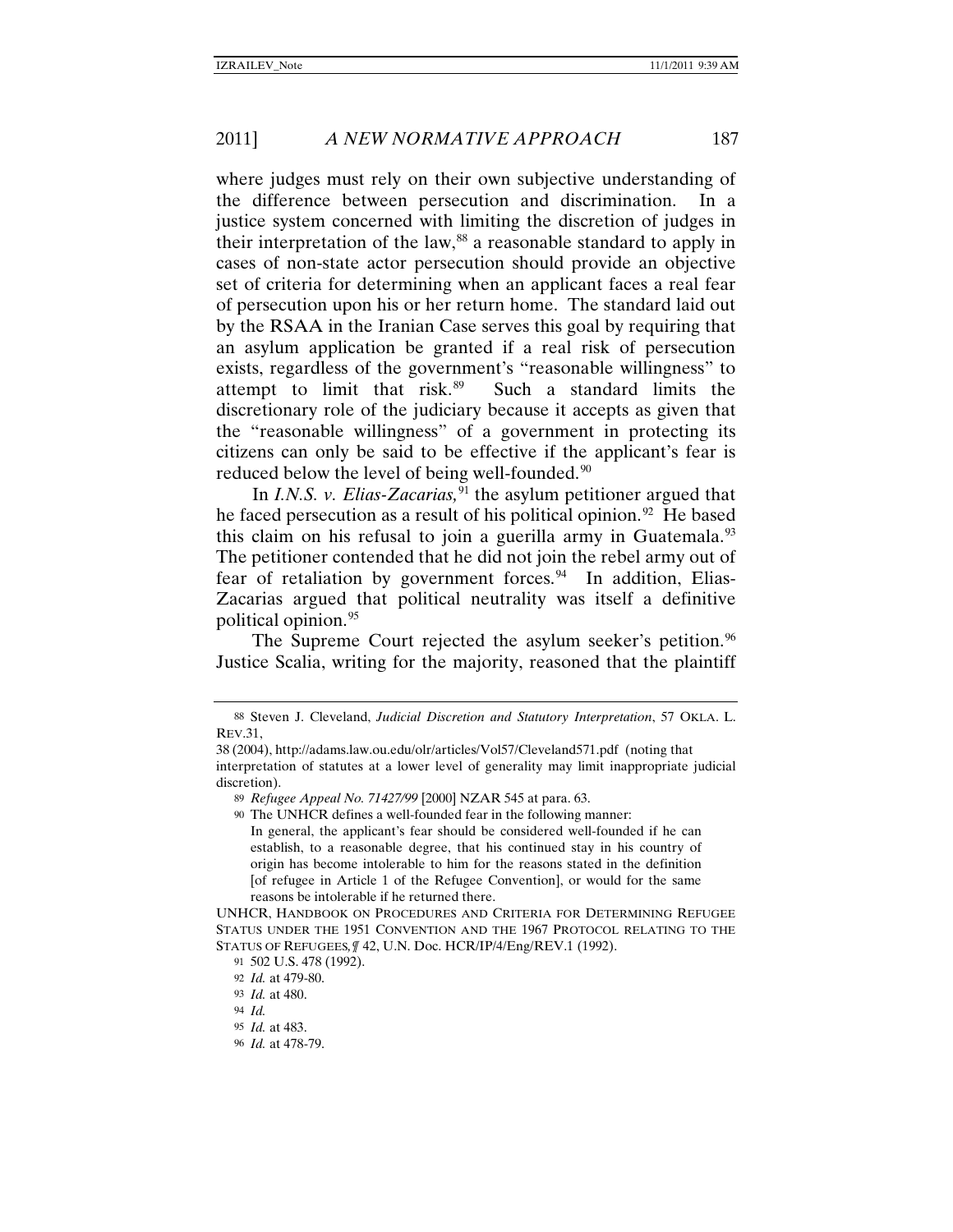where judges must rely on their own subjective understanding of the difference between persecution and discrimination. In a justice system concerned with limiting the discretion of judges in their interpretation of the law,[88] a reasonable standard to apply in cases of non-state actor persecution should provide an objective set of criteria for determining when an applicant faces a real fear of persecution upon his or her return home. The standard laid out by the RSAA in the Iranian Case serves this goal by requiring that an asylum application be granted if a real risk of persecution exists, regardless of the government's "reasonable willingness" to attempt to limit that risk.[89] Such a standard limits the discretionary role of the judiciary because it accepts as given that the "reasonable willingness" of a government in protecting its citizens can only be said to be effective if the applicant's fear is reduced below the level of being well-founded.[90]

In *I.N.S. v. Elias-Zacarias,*[91] the asylum petitioner argued that he faced persecution as a result of his political opinion.[92] He based this claim on his refusal to join a guerilla army in Guatemala.[93] The petitioner contended that he did not join the rebel army out of fear of retaliation by government forces.[94] In addition, Elias-Zacarias argued that political neutrality was itself a definitive political opinion.[95]

The Supreme Court rejected the asylum seeker's petition.[96] Justice Scalia, writing for the majority, reasoned that the plaintiff

---

[88] Steven J. Cleveland, *Judicial Discretion and Statutory Interpretation*, 57 OKLA. L. REV.31, 38 (2004), http://adams.law.ou.edu/olr/articles/Vol57/Cleveland571.pdf (noting that interpretation of statutes at a lower level of generality may limit inappropriate judicial discretion).

[89] *Refugee Appeal No. 71427/99* [2000] NZAR 545 at para. 63.

[90] The UNHCR defines a well-founded fear in the following manner:

> In general, the applicant's fear should be considered well-founded if he can establish, to a reasonable degree, that his continued stay in his country of origin has become intolerable to him for the reasons stated in the definition [of refugee in Article 1 of the Refugee Convention], or would for the same reasons be intolerable if he returned there.

UNHCR, HANDBOOK ON PROCEDURES AND CRITERIA FOR DETERMINING REFUGEE STATUS UNDER THE 1951 CONVENTION AND THE 1967 PROTOCOL RELATING TO THE STATUS OF REFUGEES*,* ¶ 42, U.N. Doc. HCR/IP/4/Eng/REV.1 (1992).

[91] 502 U.S. 478 (1992).

[92] *Id.* at 479-80.

[93] *Id.* at 480.

[94] *Id.*

[95] *Id.* at 483.

[96] *Id.* at 478-79.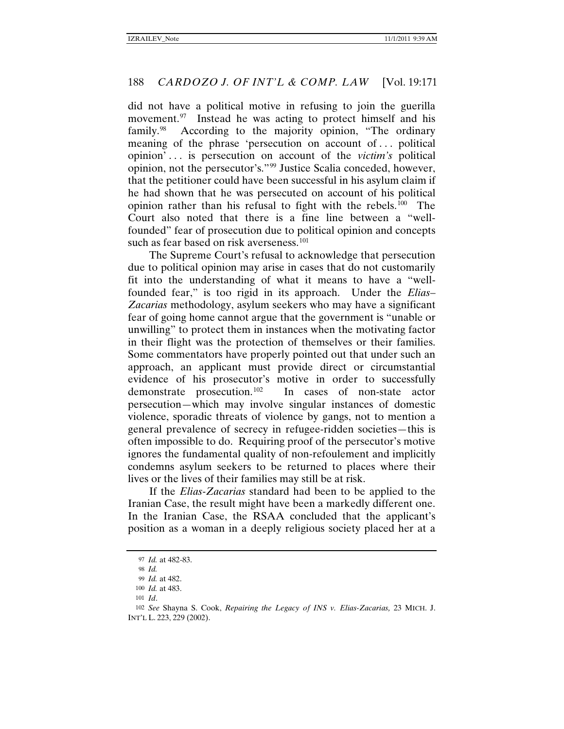did not have a political motive in refusing to join the guerilla movement.[97] Instead he was acting to protect himself and his family.[98] According to the majority opinion, "The ordinary meaning of the phrase 'persecution on account of . . . political opinion' . . . is persecution on account of the *victim's* political opinion, not the persecutor's."[99] Justice Scalia conceded, however, that the petitioner could have been successful in his asylum claim if he had shown that he was persecuted on account of his political opinion rather than his refusal to fight with the rebels.[100] The Court also noted that there is a fine line between a "well-founded" fear of prosecution due to political opinion and concepts such as fear based on risk averseness.[101]

The Supreme Court's refusal to acknowledge that persecution due to political opinion may arise in cases that do not customarily fit into the understanding of what it means to have a "well-founded fear," is too rigid in its approach. Under the *Elias–Zacarias* methodology, asylum seekers who may have a significant fear of going home cannot argue that the government is "unable or unwilling" to protect them in instances when the motivating factor in their flight was the protection of themselves or their families. Some commentators have properly pointed out that under such an approach, an applicant must provide direct or circumstantial evidence of his prosecutor's motive in order to successfully demonstrate prosecution.[102] In cases of non-state actor persecution—which may involve singular instances of domestic violence, sporadic threats of violence by gangs, not to mention a general prevalence of secrecy in refugee-ridden societies—this is often impossible to do. Requiring proof of the persecutor's motive ignores the fundamental quality of non-refoulement and implicitly condemns asylum seekers to be returned to places where their lives or the lives of their families may still be at risk.

If the *Elias-Zacarias* standard had been to be applied to the Iranian Case, the result might have been a markedly different one. In the Iranian Case, the RSAA concluded that the applicant's position as a woman in a deeply religious society placed her at a

---

[97] *Id.* at 482-83.

[98] *Id.*

[99] *Id.* at 482.

[100] *Id.* at 483.

[101] *Id*.

[102] *See* Shayna S. Cook, *Repairing the Legacy of INS v. Elias-Zacarias,* 23 MICH. J. INT'L L. 223, 229 (2002).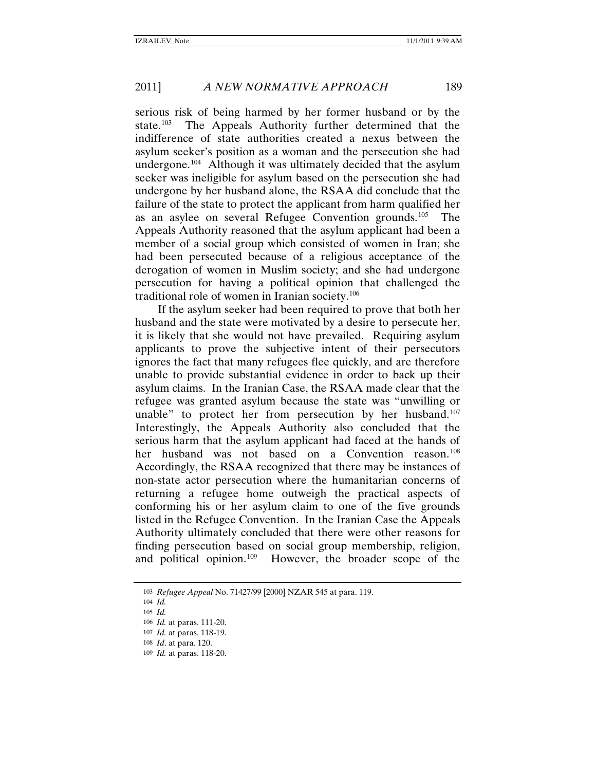serious risk of being harmed by her former husband or by the state.[103] The Appeals Authority further determined that the indifference of state authorities created a nexus between the asylum seeker's position as a woman and the persecution she had undergone.[104] Although it was ultimately decided that the asylum seeker was ineligible for asylum based on the persecution she had undergone by her husband alone, the RSAA did conclude that the failure of the state to protect the applicant from harm qualified her as an asylee on several Refugee Convention grounds.[105] The Appeals Authority reasoned that the asylum applicant had been a member of a social group which consisted of women in Iran; she had been persecuted because of a religious acceptance of the derogation of women in Muslim society; and she had undergone persecution for having a political opinion that challenged the traditional role of women in Iranian society.[106]

If the asylum seeker had been required to prove that both her husband and the state were motivated by a desire to persecute her, it is likely that she would not have prevailed. Requiring asylum applicants to prove the subjective intent of their persecutors ignores the fact that many refugees flee quickly, and are therefore unable to provide substantial evidence in order to back up their asylum claims. In the Iranian Case, the RSAA made clear that the refugee was granted asylum because the state was "unwilling or unable" to protect her from persecution by her husband.[107] Interestingly, the Appeals Authority also concluded that the serious harm that the asylum applicant had faced at the hands of her husband was not based on a Convention reason.[108] Accordingly, the RSAA recognized that there may be instances of non-state actor persecution where the humanitarian concerns of returning a refugee home outweigh the practical aspects of conforming his or her asylum claim to one of the five grounds listed in the Refugee Convention. In the Iranian Case the Appeals Authority ultimately concluded that there were other reasons for finding persecution based on social group membership, religion, and political opinion.[109] However, the broader scope of the

---

103 *Refugee Appeal* No. 71427/99 [2000] NZAR 545 at para. 119.

104 *Id.*

105 *Id.*

106 *Id.* at paras. 111-20.

107 *Id.* at paras. 118-19.

108 *Id*. at para. 120.

109 *Id.* at paras. 118-20.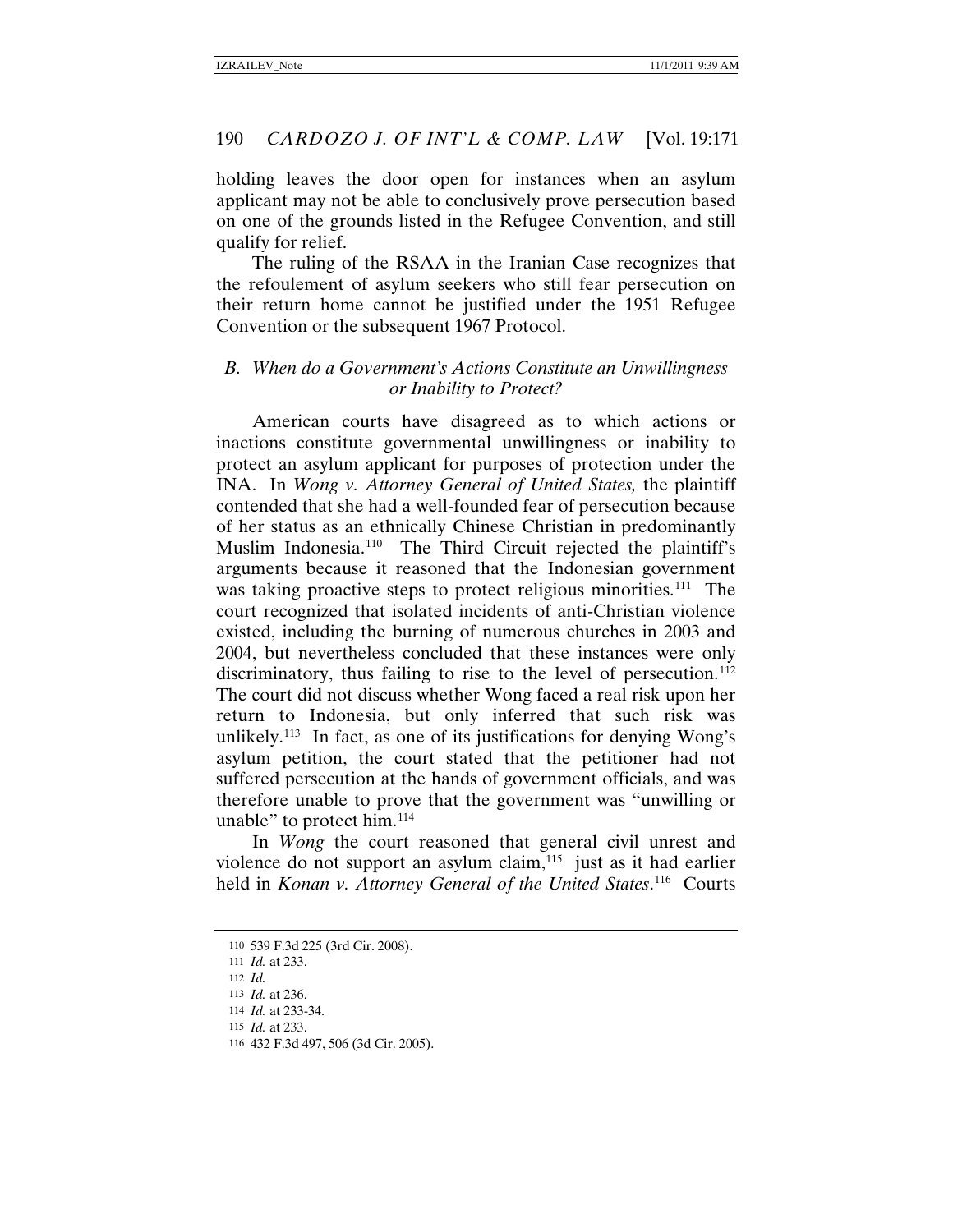holding leaves the door open for instances when an asylum applicant may not be able to conclusively prove persecution based on one of the grounds listed in the Refugee Convention, and still qualify for relief.

The ruling of the RSAA in the Iranian Case recognizes that the refoulement of asylum seekers who still fear persecution on their return home cannot be justified under the 1951 Refugee Convention or the subsequent 1967 Protocol.

### *B. When do a Government's Actions Constitute an Unwillingness or Inability to Protect?*

American courts have disagreed as to which actions or inactions constitute governmental unwillingness or inability to protect an asylum applicant for purposes of protection under the INA. In *Wong v. Attorney General of United States,* the plaintiff contended that she had a well-founded fear of persecution because of her status as an ethnically Chinese Christian in predominantly Muslim Indonesia.[110] The Third Circuit rejected the plaintiff's arguments because it reasoned that the Indonesian government was taking proactive steps to protect religious minorities.[111] The court recognized that isolated incidents of anti-Christian violence existed, including the burning of numerous churches in 2003 and 2004, but nevertheless concluded that these instances were only discriminatory, thus failing to rise to the level of persecution.[112] The court did not discuss whether Wong faced a real risk upon her return to Indonesia, but only inferred that such risk was unlikely.[113] In fact, as one of its justifications for denying Wong's asylum petition, the court stated that the petitioner had not suffered persecution at the hands of government officials, and was therefore unable to prove that the government was "unwilling or unable" to protect him.[114]

In *Wong* the court reasoned that general civil unrest and violence do not support an asylum claim,[115] just as it had earlier held in *Konan v. Attorney General of the United States*.[116] Courts

---

110 539 F.3d 225 (3rd Cir. 2008).

111 *Id.* at 233.

112 *Id.*

113 *Id.* at 236.

114 *Id.* at 233-34.

115 *Id.* at 233.

116 432 F.3d 497, 506 (3d Cir. 2005).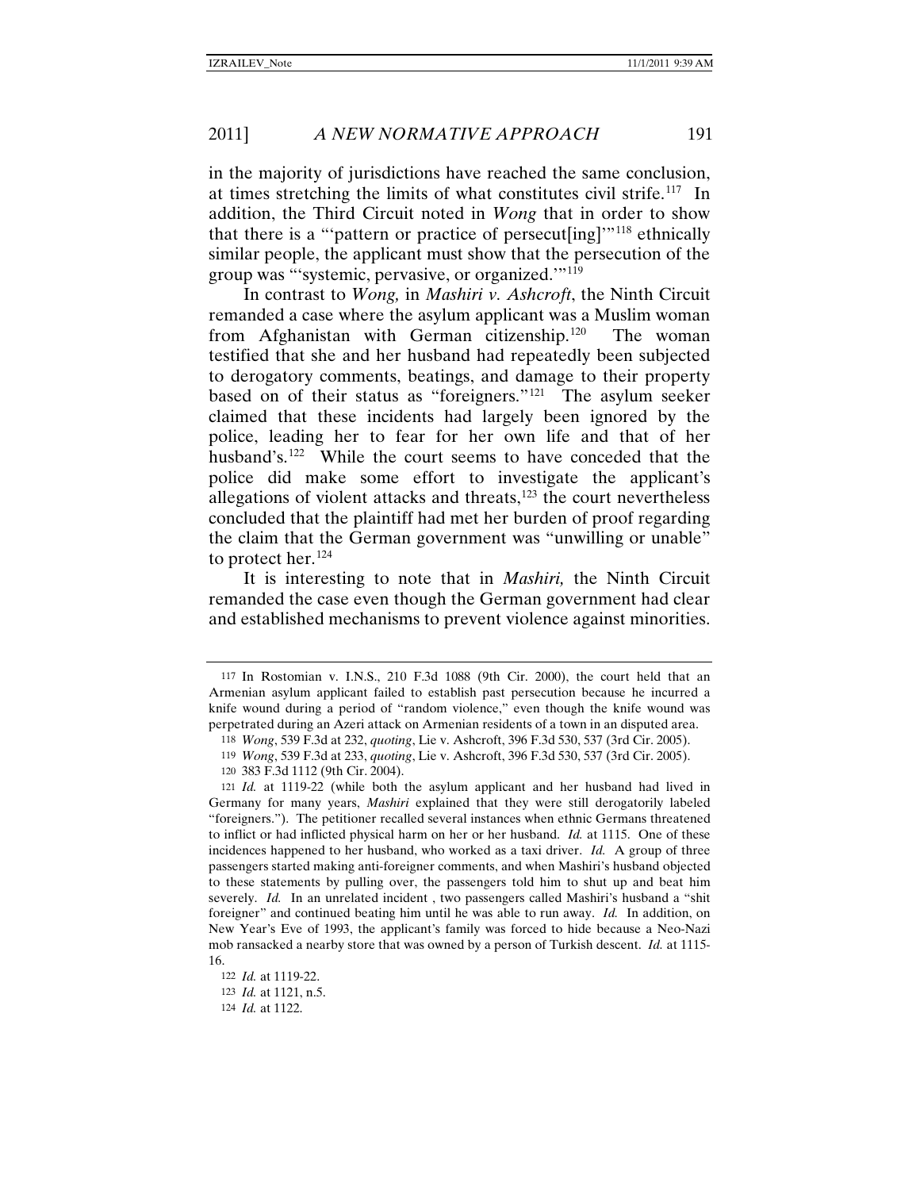in the majority of jurisdictions have reached the same conclusion, at times stretching the limits of what constitutes civil strife.[117] In addition, the Third Circuit noted in *Wong* that in order to show that there is a "'pattern or practice of persecut[ing]'"[118] ethnically similar people, the applicant must show that the persecution of the group was "'systemic, pervasive, or organized.'"[119]

In contrast to *Wong,* in *Mashiri v. Ashcroft*, the Ninth Circuit remanded a case where the asylum applicant was a Muslim woman from Afghanistan with German citizenship.[120] The woman testified that she and her husband had repeatedly been subjected to derogatory comments, beatings, and damage to their property based on of their status as "foreigners."[121] The asylum seeker claimed that these incidents had largely been ignored by the police, leading her to fear for her own life and that of her husband's.[122] While the court seems to have conceded that the police did make some effort to investigate the applicant's allegations of violent attacks and threats,[123] the court nevertheless concluded that the plaintiff had met her burden of proof regarding the claim that the German government was "unwilling or unable" to protect her.[124]

It is interesting to note that in *Mashiri,* the Ninth Circuit remanded the case even though the German government had clear and established mechanisms to prevent violence against minorities.

---

117 In Rostomian v. I.N.S., 210 F.3d 1088 (9th Cir. 2000), the court held that an Armenian asylum applicant failed to establish past persecution because he incurred a knife wound during a period of "random violence," even though the knife wound was perpetrated during an Azeri attack on Armenian residents of a town in an disputed area.

118 *Wong*, 539 F.3d at 232, *quoting*, Lie v. Ashcroft, 396 F.3d 530, 537 (3rd Cir. 2005).

119 *Wong*, 539 F.3d at 233, *quoting*, Lie v. Ashcroft, 396 F.3d 530, 537 (3rd Cir. 2005).

120 383 F.3d 1112 (9th Cir. 2004).

121 *Id.* at 1119-22 (while both the asylum applicant and her husband had lived in Germany for many years, *Mashiri* explained that they were still derogatorily labeled "foreigners."). The petitioner recalled several instances when ethnic Germans threatened to inflict or had inflicted physical harm on her or her husband. *Id.* at 1115. One of these incidences happened to her husband, who worked as a taxi driver. *Id.* A group of three passengers started making anti-foreigner comments, and when Mashiri's husband objected to these statements by pulling over, the passengers told him to shut up and beat him severely. *Id.* In an unrelated incident , two passengers called Mashiri's husband a "shit foreigner" and continued beating him until he was able to run away. *Id.* In addition, on New Year's Eve of 1993, the applicant's family was forced to hide because a Neo-Nazi mob ransacked a nearby store that was owned by a person of Turkish descent. *Id.* at 1115-16.

122 *Id.* at 1119-22.

123 *Id.* at 1121, n.5.

124 *Id.* at 1122.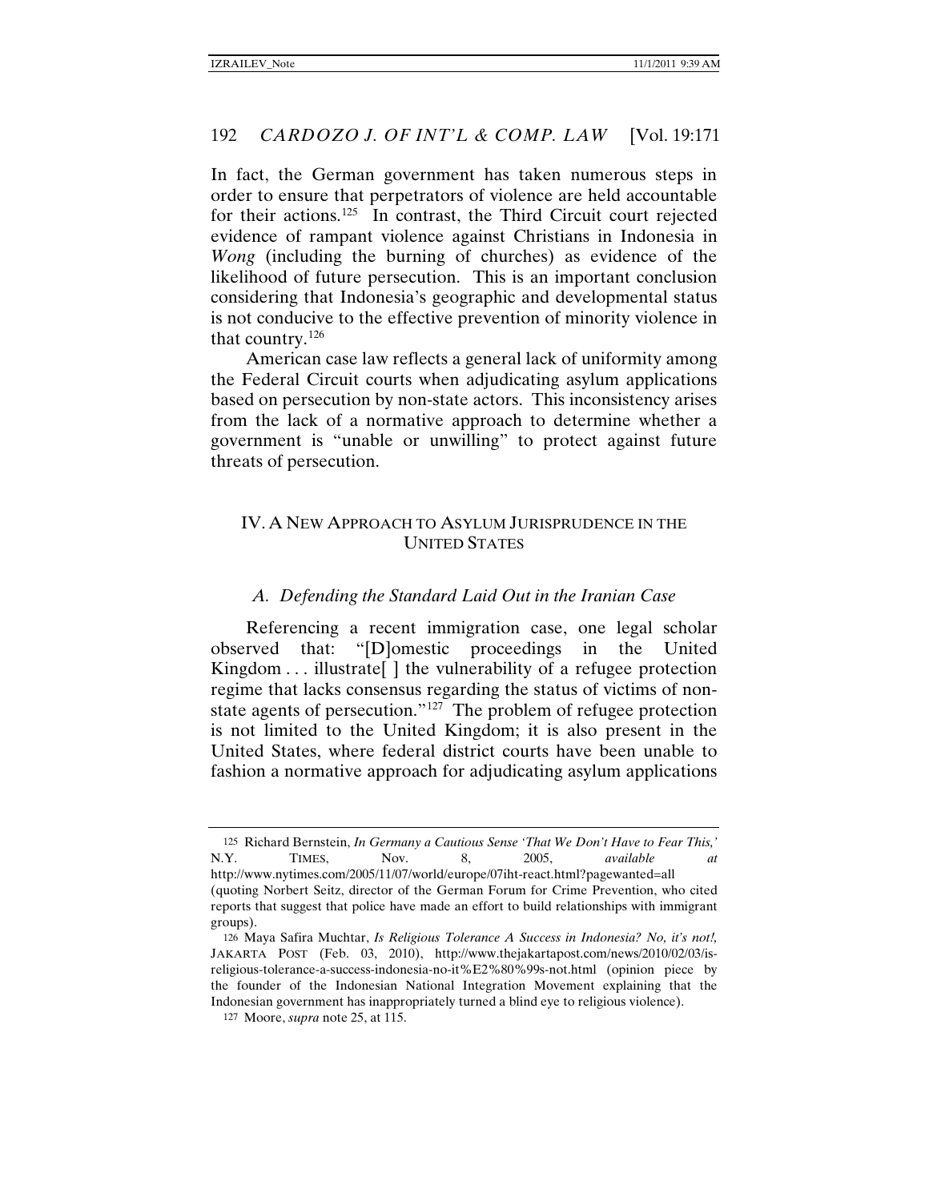In fact, the German government has taken numerous steps in order to ensure that perpetrators of violence are held accountable for their actions.[125] In contrast, the Third Circuit court rejected evidence of rampant violence against Christians in Indonesia in *Wong* (including the burning of churches) as evidence of the likelihood of future persecution. This is an important conclusion considering that Indonesia's geographic and developmental status is not conducive to the effective prevention of minority violence in that country.[126]

American case law reflects a general lack of uniformity among the Federal Circuit courts when adjudicating asylum applications based on persecution by non-state actors. This inconsistency arises from the lack of a normative approach to determine whether a government is "unable or unwilling" to protect against future threats of persecution.

## IV. A New Approach to Asylum Jurisprudence in the United States

### *A. Defending the Standard Laid Out in the Iranian Case*

Referencing a recent immigration case, one legal scholar observed that: "[D]omestic proceedings in the United Kingdom . . . illustrate[ ] the vulnerability of a refugee protection regime that lacks consensus regarding the status of victims of non-state agents of persecution."[127] The problem of refugee protection is not limited to the United Kingdom; it is also present in the United States, where federal district courts have been unable to fashion a normative approach for adjudicating asylum applications

---

[125] Richard Bernstein, *In Germany a Cautious Sense 'That We Don't Have to Fear This,'* N.Y. TIMES, Nov. 8, 2005, *available at* http://www.nytimes.com/2005/11/07/world/europe/07iht-react.html?pagewanted=all (quoting Norbert Seitz, director of the German Forum for Crime Prevention, who cited reports that suggest that police have made an effort to build relationships with immigrant groups).

[126] Maya Safira Muchtar, *Is Religious Tolerance A Success in Indonesia? No, it's not!,* JAKARTA POST (Feb. 03, 2010), http://www.thejakartapost.com/news/2010/02/03/is-religious-tolerance-a-success-indonesia-no-it%E2%80%99s-not.html (opinion piece by the founder of the Indonesian National Integration Movement explaining that the Indonesian government has inappropriately turned a blind eye to religious violence).

[127] Moore, *supra* note 25, at 115.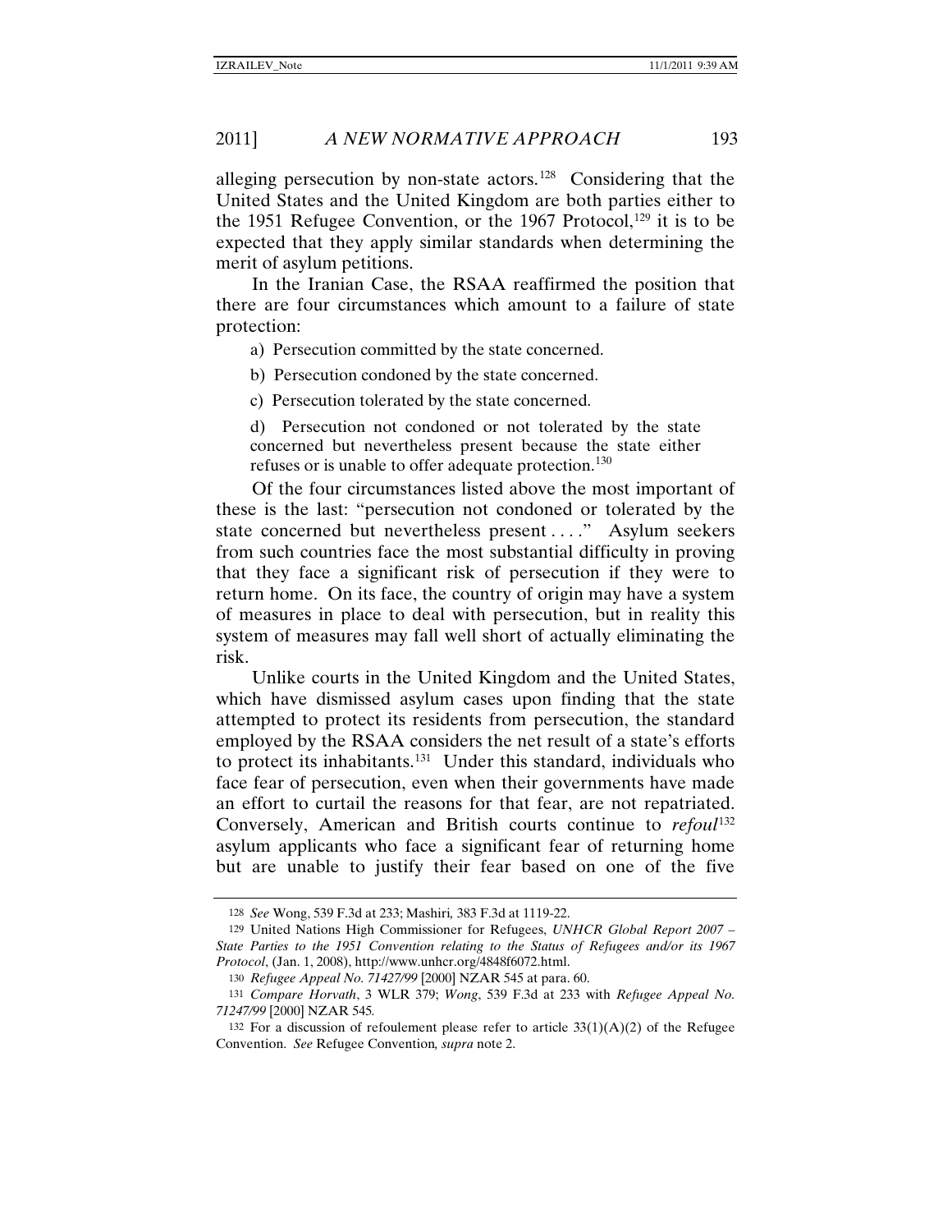alleging persecution by non-state actors.[128] Considering that the United States and the United Kingdom are both parties either to the 1951 Refugee Convention, or the 1967 Protocol,[129] it is to be expected that they apply similar standards when determining the merit of asylum petitions.

In the Iranian Case, the RSAA reaffirmed the position that there are four circumstances which amount to a failure of state protection:

a) Persecution committed by the state concerned.

b) Persecution condoned by the state concerned.

c) Persecution tolerated by the state concerned.

d) Persecution not condoned or not tolerated by the state concerned but nevertheless present because the state either refuses or is unable to offer adequate protection.[130]

Of the four circumstances listed above the most important of these is the last: "persecution not condoned or tolerated by the state concerned but nevertheless present . . . ." Asylum seekers from such countries face the most substantial difficulty in proving that they face a significant risk of persecution if they were to return home. On its face, the country of origin may have a system of measures in place to deal with persecution, but in reality this system of measures may fall well short of actually eliminating the risk.

Unlike courts in the United Kingdom and the United States, which have dismissed asylum cases upon finding that the state attempted to protect its residents from persecution, the standard employed by the RSAA considers the net result of a state's efforts to protect its inhabitants.[131] Under this standard, individuals who face fear of persecution, even when their governments have made an effort to curtail the reasons for that fear, are not repatriated. Conversely, American and British courts continue to *refoul*[132] asylum applicants who face a significant fear of returning home but are unable to justify their fear based on one of the five

---

128 *See* Wong, 539 F.3d at 233; Mashiri, 383 F.3d at 1119-22.

129 United Nations High Commissioner for Refugees, *UNHCR Global Report 2007 – State Parties to the 1951 Convention relating to the Status of Refugees and/or its 1967 Protocol*, (Jan. 1, 2008), http://www.unhcr.org/4848f6072.html.

130 *Refugee Appeal No. 71427/99* [2000] NZAR 545 at para. 60.

131 *Compare Horvath*, 3 WLR 379; *Wong*, 539 F.3d at 233 with *Refugee Appeal No. 71247/99* [2000] NZAR 545*.*

132 For a discussion of refoulement please refer to article 33(1)(A)(2) of the Refugee Convention. *See* Refugee Convention*, supra* note 2.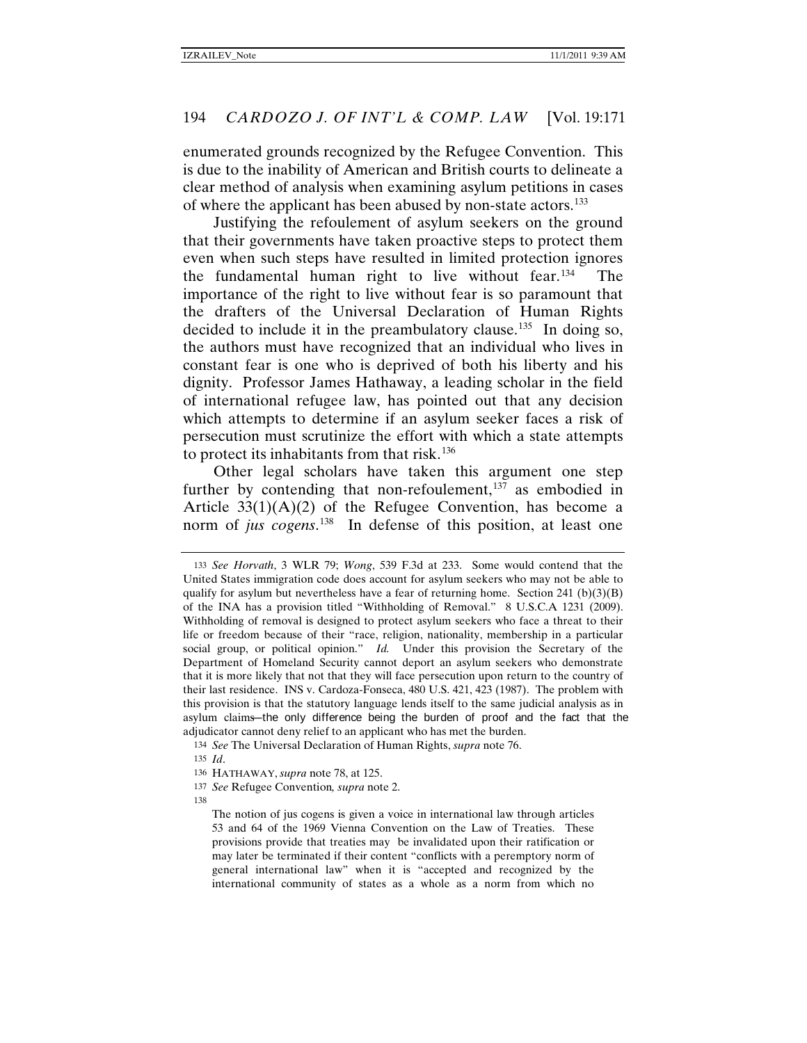enumerated grounds recognized by the Refugee Convention. This is due to the inability of American and British courts to delineate a clear method of analysis when examining asylum petitions in cases of where the applicant has been abused by non-state actors.[133]

Justifying the refoulement of asylum seekers on the ground that their governments have taken proactive steps to protect them even when such steps have resulted in limited protection ignores the fundamental human right to live without fear.[134] The importance of the right to live without fear is so paramount that the drafters of the Universal Declaration of Human Rights decided to include it in the preambulatory clause.[135] In doing so, the authors must have recognized that an individual who lives in constant fear is one who is deprived of both his liberty and his dignity. Professor James Hathaway, a leading scholar in the field of international refugee law, has pointed out that any decision which attempts to determine if an asylum seeker faces a risk of persecution must scrutinize the effort with which a state attempts to protect its inhabitants from that risk.[136]

Other legal scholars have taken this argument one step further by contending that non-refoulement,[137] as embodied in Article 33(1)(A)(2) of the Refugee Convention, has become a norm of *jus cogens*.[138] In defense of this position, at least one

---

133 *See Horvath*, 3 WLR 79; *Wong*, 539 F.3d at 233. Some would contend that the United States immigration code does account for asylum seekers who may not be able to qualify for asylum but nevertheless have a fear of returning home. Section 241 (b)(3)(B) of the INA has a provision titled "Withholding of Removal." 8 U.S.C.A 1231 (2009). Withholding of removal is designed to protect asylum seekers who face a threat to their life or freedom because of their "race, religion, nationality, membership in a particular social group, or political opinion." *Id.* Under this provision the Secretary of the Department of Homeland Security cannot deport an asylum seekers who demonstrate that it is more likely that not that they will face persecution upon return to the country of their last residence. INS v. Cardoza-Fonseca, 480 U.S. 421, 423 (1987). The problem with this provision is that the statutory language lends itself to the same judicial analysis as in asylum claims—the only difference being the burden of proof and the fact that the adjudicator cannot deny relief to an applicant who has met the burden.

134 *See* The Universal Declaration of Human Rights, *supra* note 76.

135 *Id*.

136 HATHAWAY, *supra* note 78, at 125.

137 *See* Refugee Convention*, supra* note 2.

138

> The notion of jus cogens is given a voice in international law through articles 53 and 64 of the 1969 Vienna Convention on the Law of Treaties. These provisions provide that treaties may be invalidated upon their ratification or may later be terminated if their content "conflicts with a peremptory norm of general international law" when it is "accepted and recognized by the international community of states as a whole as a norm from which no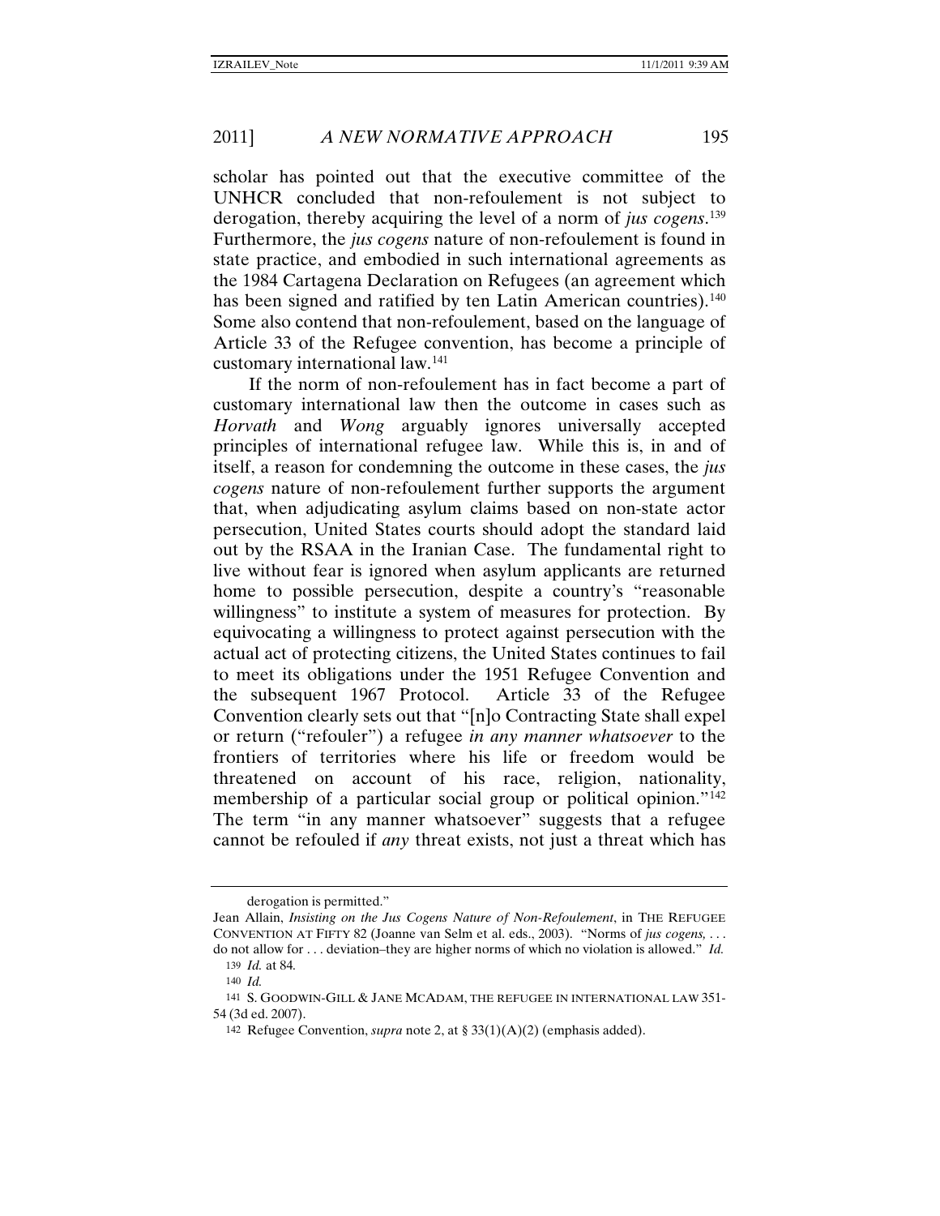scholar has pointed out that the executive committee of the UNHCR concluded that non-refoulement is not subject to derogation, thereby acquiring the level of a norm of *jus cogens*.[139] Furthermore, the *jus cogens* nature of non-refoulement is found in state practice, and embodied in such international agreements as the 1984 Cartagena Declaration on Refugees (an agreement which has been signed and ratified by ten Latin American countries).[140] Some also contend that non-refoulement, based on the language of Article 33 of the Refugee convention, has become a principle of customary international law.[141]

If the norm of non-refoulement has in fact become a part of customary international law then the outcome in cases such as *Horvath* and *Wong* arguably ignores universally accepted principles of international refugee law. While this is, in and of itself, a reason for condemning the outcome in these cases, the *jus cogens* nature of non-refoulement further supports the argument that, when adjudicating asylum claims based on non-state actor persecution, United States courts should adopt the standard laid out by the RSAA in the Iranian Case. The fundamental right to live without fear is ignored when asylum applicants are returned home to possible persecution, despite a country's "reasonable willingness" to institute a system of measures for protection. By equivocating a willingness to protect against persecution with the actual act of protecting citizens, the United States continues to fail to meet its obligations under the 1951 Refugee Convention and the subsequent 1967 Protocol. Article 33 of the Refugee Convention clearly sets out that "[n]o Contracting State shall expel or return ("refouler") a refugee *in any manner whatsoever* to the frontiers of territories where his life or freedom would be threatened on account of his race, religion, nationality, membership of a particular social group or political opinion."[142] The term "in any manner whatsoever" suggests that a refugee cannot be refouled if *any* threat exists, not just a threat which has

---

derogation is permitted."

Jean Allain, *Insisting on the Jus Cogens Nature of Non-Refoulement*, in THE REFUGEE CONVENTION AT FIFTY 82 (Joanne van Selm et al. eds., 2003). "Norms of *jus cogens*, . . . do not allow for . . . deviation–they are higher norms of which no violation is allowed." *Id.*

139 *Id.* at 84.

140 *Id.*

141 S. GOODWIN-GILL & JANE MCADAM, THE REFUGEE IN INTERNATIONAL LAW 351-54 (3d ed. 2007).

142 Refugee Convention, *supra* note 2, at § 33(1)(A)(2) (emphasis added).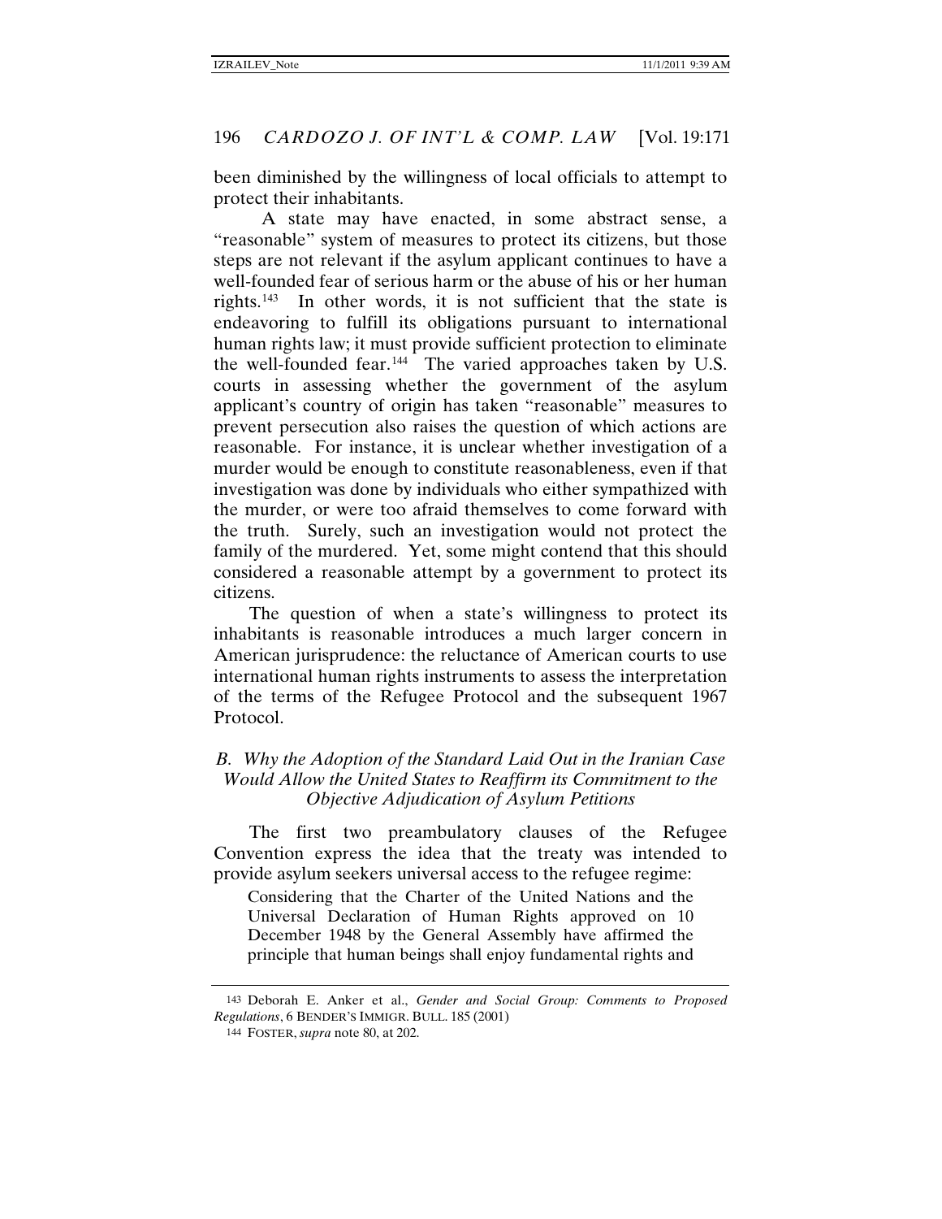been diminished by the willingness of local officials to attempt to protect their inhabitants.

A state may have enacted, in some abstract sense, a "reasonable" system of measures to protect its citizens, but those steps are not relevant if the asylum applicant continues to have a well-founded fear of serious harm or the abuse of his or her human rights.[143] In other words, it is not sufficient that the state is endeavoring to fulfill its obligations pursuant to international human rights law; it must provide sufficient protection to eliminate the well-founded fear.[144] The varied approaches taken by U.S. courts in assessing whether the government of the asylum applicant's country of origin has taken "reasonable" measures to prevent persecution also raises the question of which actions are reasonable. For instance, it is unclear whether investigation of a murder would be enough to constitute reasonableness, even if that investigation was done by individuals who either sympathized with the murder, or were too afraid themselves to come forward with the truth. Surely, such an investigation would not protect the family of the murdered. Yet, some might contend that this should considered a reasonable attempt by a government to protect its citizens.

The question of when a state's willingness to protect its inhabitants is reasonable introduces a much larger concern in American jurisprudence: the reluctance of American courts to use international human rights instruments to assess the interpretation of the terms of the Refugee Protocol and the subsequent 1967 Protocol.

### *B. Why the Adoption of the Standard Laid Out in the Iranian Case Would Allow the United States to Reaffirm its Commitment to the Objective Adjudication of Asylum Petitions*

The first two preambulatory clauses of the Refugee Convention express the idea that the treaty was intended to provide asylum seekers universal access to the refugee regime:

> Considering that the Charter of the United Nations and the Universal Declaration of Human Rights approved on 10 December 1948 by the General Assembly have affirmed the principle that human beings shall enjoy fundamental rights and

---

143 Deborah E. Anker et al., *Gender and Social Group: Comments to Proposed Regulations*, 6 BENDER'S IMMIGR. BULL. 185 (2001)

144 FOSTER, *supra* note 80, at 202.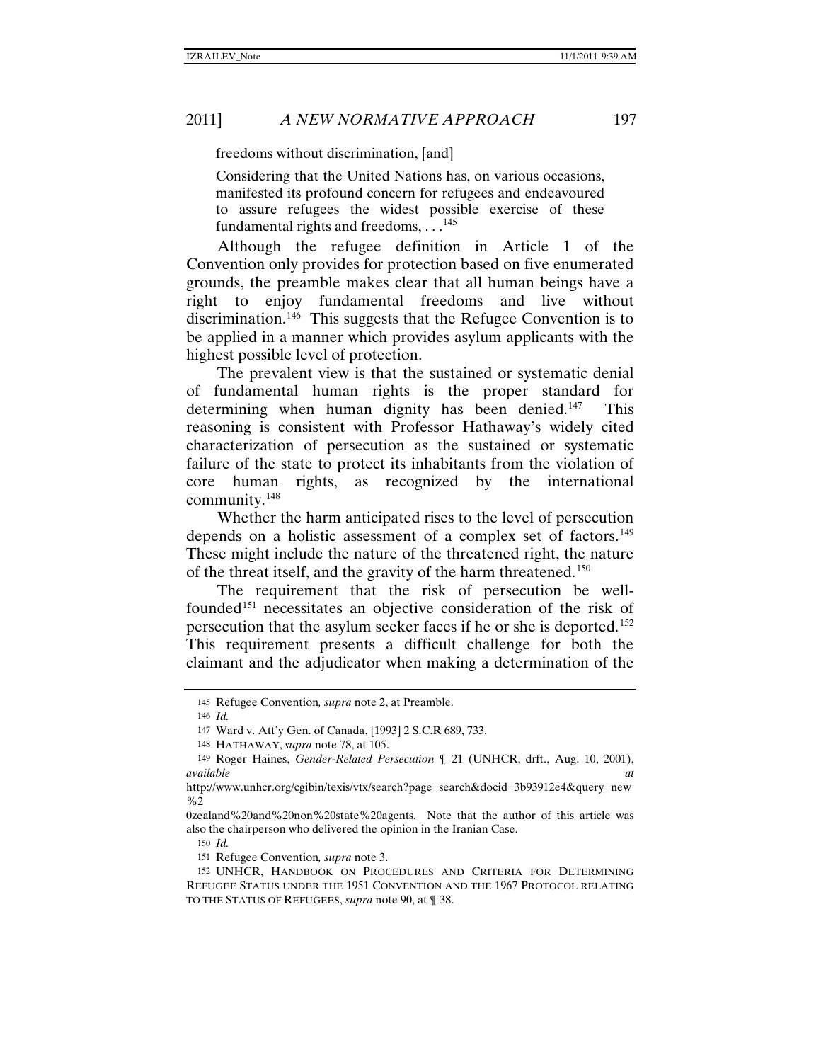freedoms without discrimination, [and]

> Considering that the United Nations has, on various occasions, manifested its profound concern for refugees and endeavoured to assure refugees the widest possible exercise of these fundamental rights and freedoms, . . .[145]

Although the refugee definition in Article 1 of the Convention only provides for protection based on five enumerated grounds, the preamble makes clear that all human beings have a right to enjoy fundamental freedoms and live without discrimination.[146] This suggests that the Refugee Convention is to be applied in a manner which provides asylum applicants with the highest possible level of protection.

The prevalent view is that the sustained or systematic denial of fundamental human rights is the proper standard for determining when human dignity has been denied.[147] This reasoning is consistent with Professor Hathaway's widely cited characterization of persecution as the sustained or systematic failure of the state to protect its inhabitants from the violation of core human rights, as recognized by the international community.[148]

Whether the harm anticipated rises to the level of persecution depends on a holistic assessment of a complex set of factors.[149] These might include the nature of the threatened right, the nature of the threat itself, and the gravity of the harm threatened.[150]

The requirement that the risk of persecution be well-founded[151] necessitates an objective consideration of the risk of persecution that the asylum seeker faces if he or she is deported.[152] This requirement presents a difficult challenge for both the claimant and the adjudicator when making a determination of the

---

145 Refugee Convention*, supra* note 2, at Preamble.

146 *Id.*

147 Ward v. Att'y Gen. of Canada, [1993] 2 S.C.R 689, 733.

148 HATHAWAY, *supra* note 78, at 105.

149 Roger Haines, *Gender-Related Persecution* ¶ 21 (UNHCR, drft., Aug. 10, 2001), *available at* http://www.unhcr.org/cgibin/texis/vtx/search?page=search&docid=3b93912e4&query=new%2 0zealand%20and%20non%20state%20agents. Note that the author of this article was also the chairperson who delivered the opinion in the Iranian Case.

150 *Id.*

151 Refugee Convention*, supra* note 3.

152 UNHCR, HANDBOOK ON PROCEDURES AND CRITERIA FOR DETERMINING REFUGEE STATUS UNDER THE 1951 CONVENTION AND THE 1967 PROTOCOL RELATING TO THE STATUS OF REFUGEES, *supra* note 90, at ¶ 38.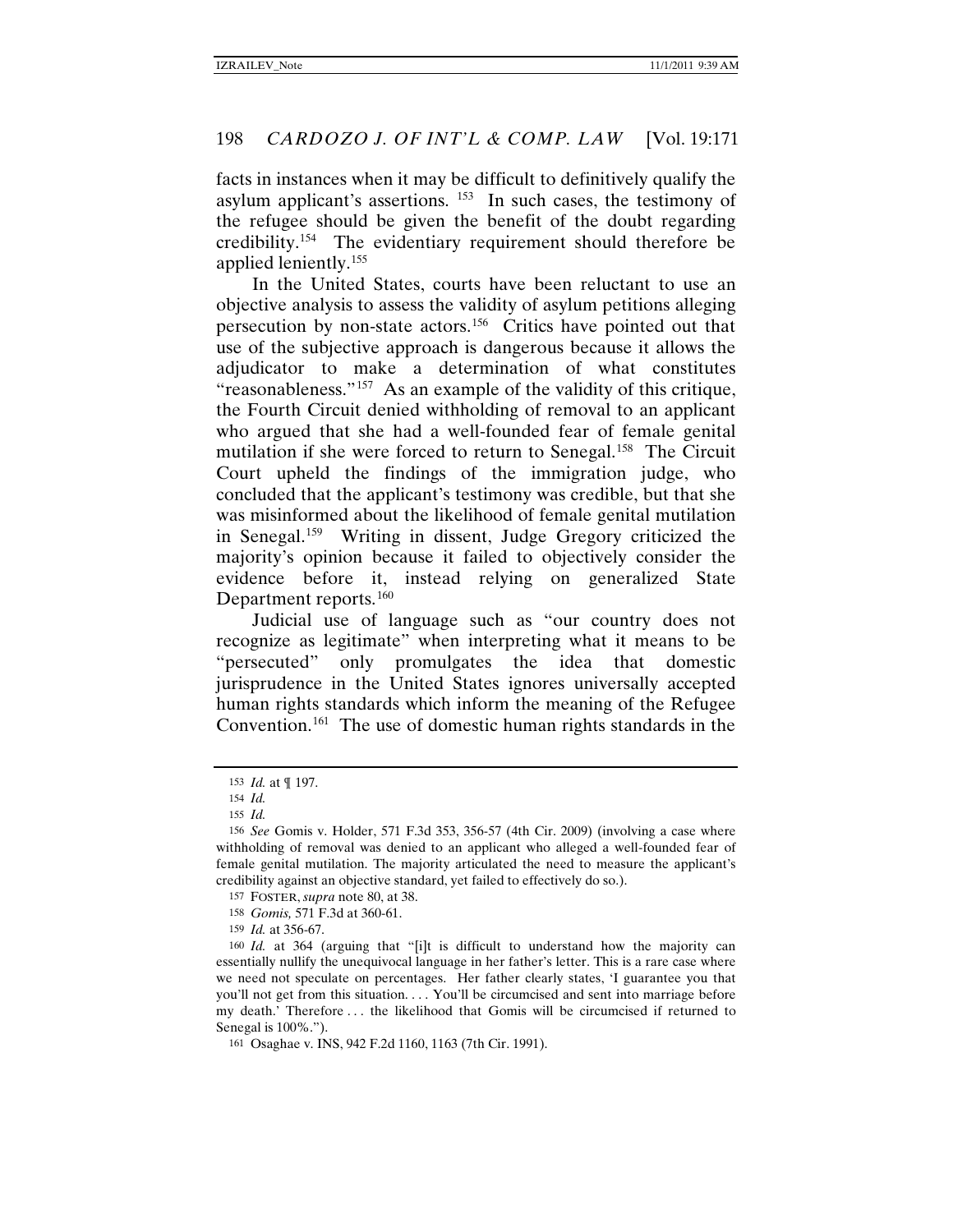facts in instances when it may be difficult to definitively qualify the asylum applicant's assertions. [153] In such cases, the testimony of the refugee should be given the benefit of the doubt regarding credibility.[154] The evidentiary requirement should therefore be applied leniently.[155]

In the United States, courts have been reluctant to use an objective analysis to assess the validity of asylum petitions alleging persecution by non-state actors.[156] Critics have pointed out that use of the subjective approach is dangerous because it allows the adjudicator to make a determination of what constitutes "reasonableness."[157] As an example of the validity of this critique, the Fourth Circuit denied withholding of removal to an applicant who argued that she had a well-founded fear of female genital mutilation if she were forced to return to Senegal.[158] The Circuit Court upheld the findings of the immigration judge, who concluded that the applicant's testimony was credible, but that she was misinformed about the likelihood of female genital mutilation in Senegal.[159] Writing in dissent, Judge Gregory criticized the majority's opinion because it failed to objectively consider the evidence before it, instead relying on generalized State Department reports.[160]

Judicial use of language such as "our country does not recognize as legitimate" when interpreting what it means to be "persecuted" only promulgates the idea that domestic jurisprudence in the United States ignores universally accepted human rights standards which inform the meaning of the Refugee Convention.[161] The use of domestic human rights standards in the

---

153 *Id.* at ¶ 197.

154 *Id.*

155 *Id.*

156 *See* Gomis v. Holder, 571 F.3d 353, 356-57 (4th Cir. 2009) (involving a case where withholding of removal was denied to an applicant who alleged a well-founded fear of female genital mutilation. The majority articulated the need to measure the applicant's credibility against an objective standard, yet failed to effectively do so.).

157 FOSTER, *supra* note 80, at 38.

158 *Gomis,* 571 F.3d at 360-61.

159 *Id.* at 356-67.

160 *Id.* at 364 (arguing that "[i]t is difficult to understand how the majority can essentially nullify the unequivocal language in her father's letter. This is a rare case where we need not speculate on percentages. Her father clearly states, 'I guarantee you that you'll not get from this situation. . . . You'll be circumcised and sent into marriage before my death.' Therefore . . . the likelihood that Gomis will be circumcised if returned to Senegal is 100%.").

161 Osaghae v. INS, 942 F.2d 1160, 1163 (7th Cir. 1991).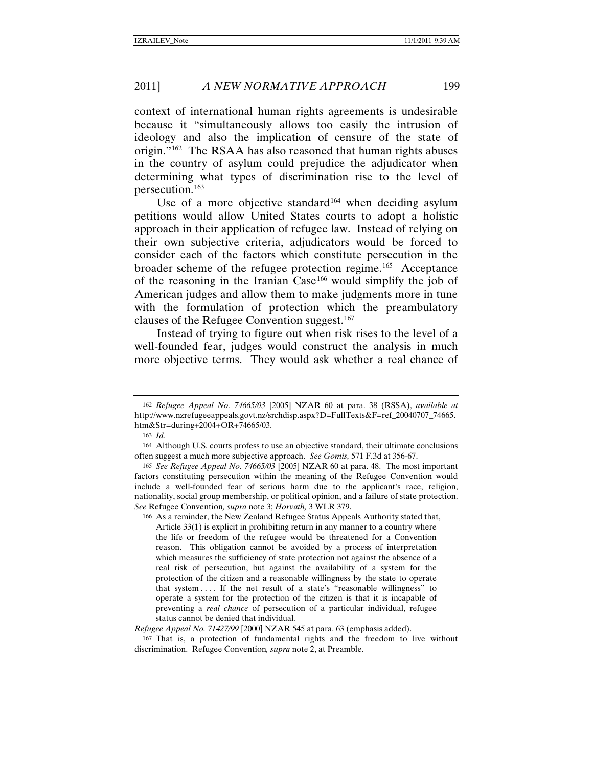context of international human rights agreements is undesirable because it "simultaneously allows too easily the intrusion of ideology and also the implication of censure of the state of origin."[162] The RSAA has also reasoned that human rights abuses in the country of asylum could prejudice the adjudicator when determining what types of discrimination rise to the level of persecution.[163]

Use of a more objective standard[164] when deciding asylum petitions would allow United States courts to adopt a holistic approach in their application of refugee law. Instead of relying on their own subjective criteria, adjudicators would be forced to consider each of the factors which constitute persecution in the broader scheme of the refugee protection regime.[165] Acceptance of the reasoning in the Iranian Case[166] would simplify the job of American judges and allow them to make judgments more in tune with the formulation of protection which the preambulatory clauses of the Refugee Convention suggest.[167]

Instead of trying to figure out when risk rises to the level of a well-founded fear, judges would construct the analysis in much more objective terms. They would ask whether a real chance of

---

162 *Refugee Appeal No. 74665/03* [2005] NZAR 60 at para. 38 (RSSA), *available at* http://www.nzrefugeeappeals.govt.nz/srchdisp.aspx?D=FullTexts&F=ref_20040707_74665.htm&Str=during+2004+OR+74665/03.

163 *Id.*

164 Although U.S. courts profess to use an objective standard, their ultimate conclusions often suggest a much more subjective approach. *See Gomis,* 571 F.3d at 356-67.

165 *See Refugee Appeal No. 74665/03* [2005] NZAR 60 at para. 48. The most important factors constituting persecution within the meaning of the Refugee Convention would include a well-founded fear of serious harm due to the applicant's race, religion, nationality, social group membership, or political opinion, and a failure of state protection. *See* Refugee Convention*, supra* note 3; *Horvath,* 3 WLR 379.

166 As a reminder, the New Zealand Refugee Status Appeals Authority stated that,

> Article 33(1) is explicit in prohibiting return in any manner to a country where the life or freedom of the refugee would be threatened for a Convention reason. This obligation cannot be avoided by a process of interpretation which measures the sufficiency of state protection not against the absence of a real risk of persecution, but against the availability of a system for the protection of the citizen and a reasonable willingness by the state to operate that system . . . . If the net result of a state's "reasonable willingness" to operate a system for the protection of the citizen is that it is incapable of preventing a *real chance* of persecution of a particular individual, refugee status cannot be denied that individual.

*Refugee Appeal No. 71427/99* [2000] NZAR 545 at para. 63 (emphasis added).

167 That is, a protection of fundamental rights and the freedom to live without discrimination. Refugee Convention*, supra* note 2, at Preamble.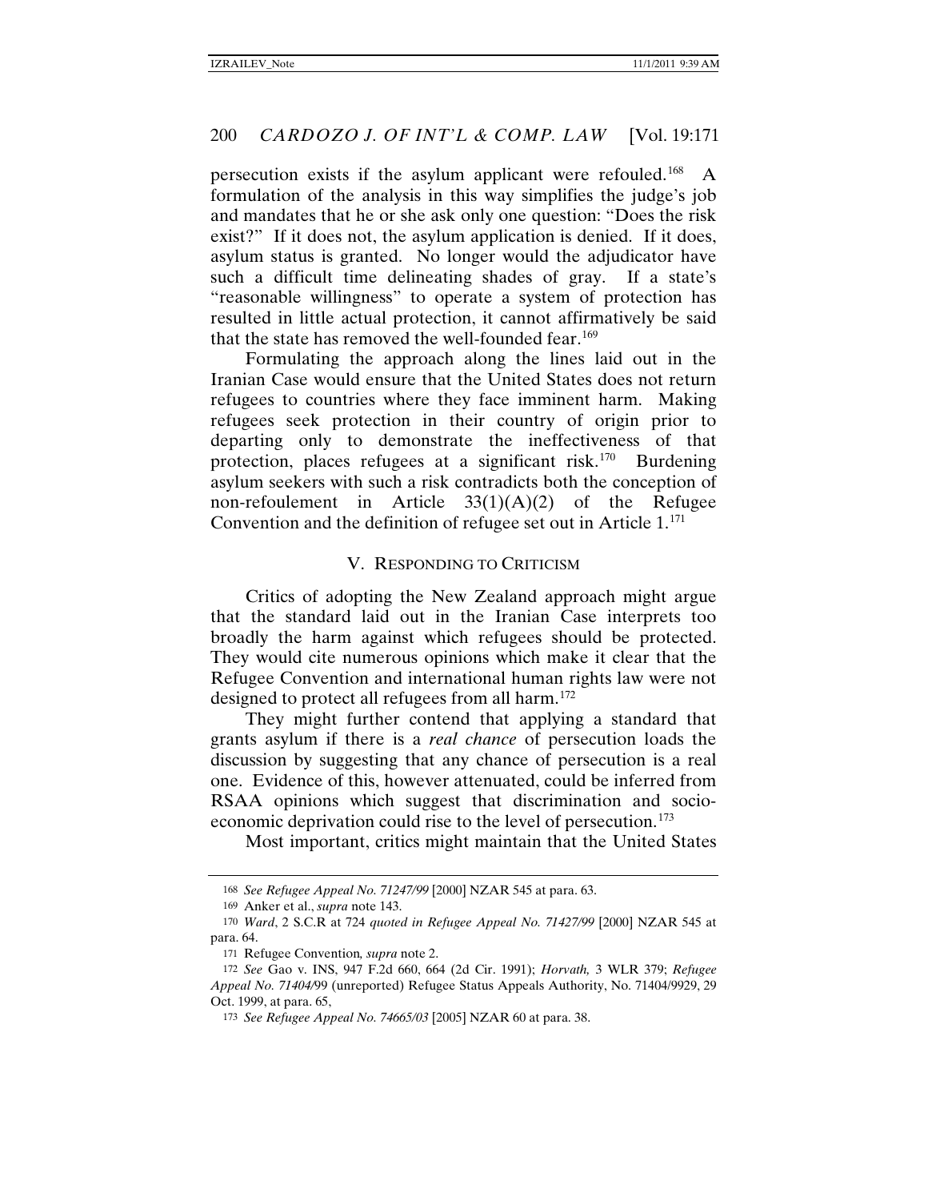persecution exists if the asylum applicant were refouled.[168] A formulation of the analysis in this way simplifies the judge's job and mandates that he or she ask only one question: "Does the risk exist?" If it does not, the asylum application is denied. If it does, asylum status is granted. No longer would the adjudicator have such a difficult time delineating shades of gray. If a state's "reasonable willingness" to operate a system of protection has resulted in little actual protection, it cannot affirmatively be said that the state has removed the well-founded fear.[169]

Formulating the approach along the lines laid out in the Iranian Case would ensure that the United States does not return refugees to countries where they face imminent harm. Making refugees seek protection in their country of origin prior to departing only to demonstrate the ineffectiveness of that protection, places refugees at a significant risk.[170] Burdening asylum seekers with such a risk contradicts both the conception of non-refoulement in Article 33(1)(A)(2) of the Refugee Convention and the definition of refugee set out in Article 1.[171]

## V. RESPONDING TO CRITICISM

Critics of adopting the New Zealand approach might argue that the standard laid out in the Iranian Case interprets too broadly the harm against which refugees should be protected. They would cite numerous opinions which make it clear that the Refugee Convention and international human rights law were not designed to protect all refugees from all harm.[172]

They might further contend that applying a standard that grants asylum if there is a *real chance* of persecution loads the discussion by suggesting that any chance of persecution is a real one. Evidence of this, however attenuated, could be inferred from RSAA opinions which suggest that discrimination and socio-economic deprivation could rise to the level of persecution.[173]

Most important, critics might maintain that the United States

---

168 *See Refugee Appeal No. 71247/99* [2000] NZAR 545 at para. 63.

169 Anker et al., *supra* note 143.

170 *Ward*, 2 S.C.R at 724 *quoted in Refugee Appeal No. 71427/99* [2000] NZAR 545 at para. 64.

171 Refugee Convention*, supra* note 2.

172 *See* Gao v. INS, 947 F.2d 660, 664 (2d Cir. 1991); *Horvath,* 3 WLR 379; *Refugee Appeal No. 71404/*99 (unreported) Refugee Status Appeals Authority, No. 71404/9929, 29 Oct. 1999, at para. 65,

173 *See Refugee Appeal No. 74665/03* [2005] NZAR 60 at para. 38.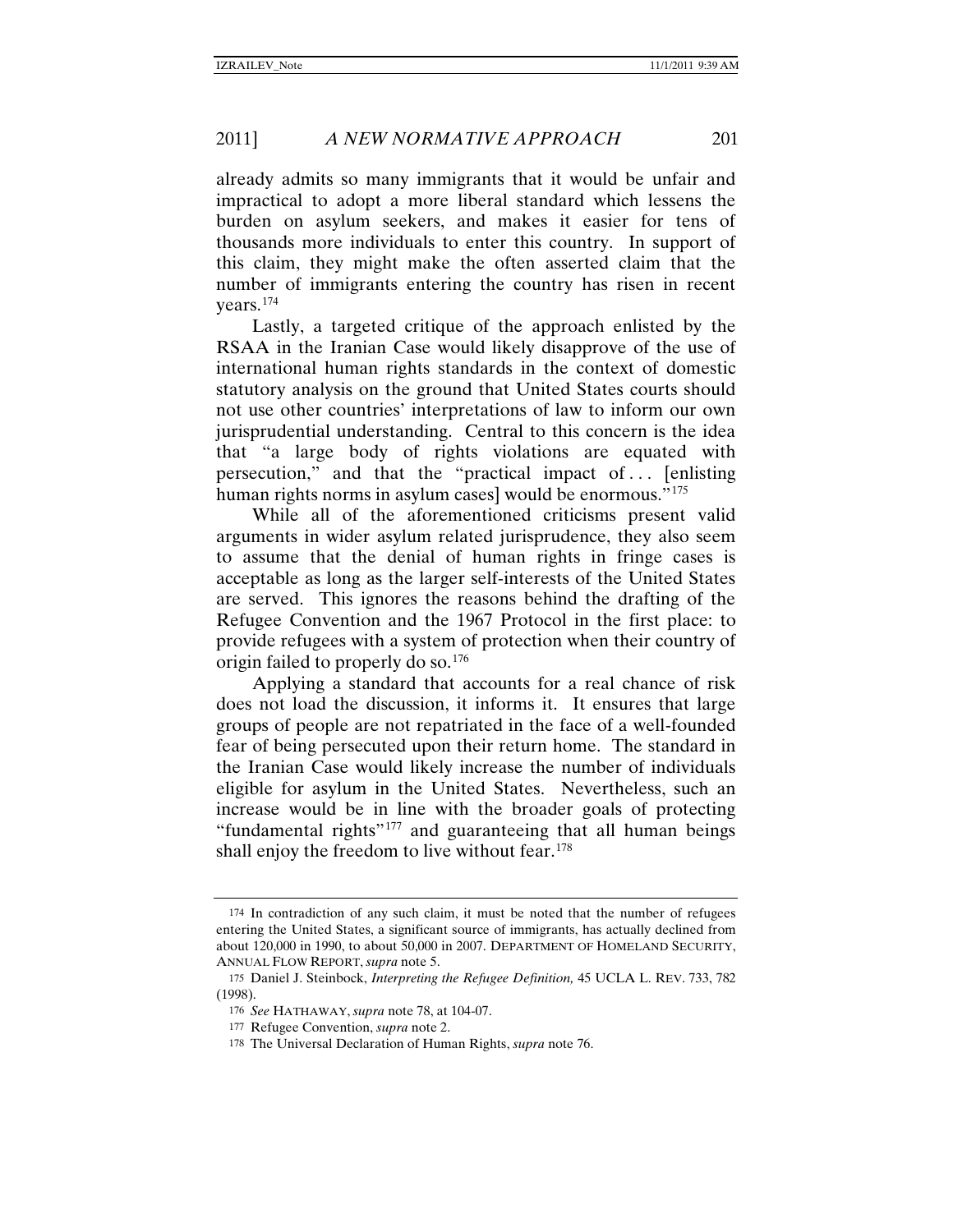already admits so many immigrants that it would be unfair and impractical to adopt a more liberal standard which lessens the burden on asylum seekers, and makes it easier for tens of thousands more individuals to enter this country. In support of this claim, they might make the often asserted claim that the number of immigrants entering the country has risen in recent years.[174]

Lastly, a targeted critique of the approach enlisted by the RSAA in the Iranian Case would likely disapprove of the use of international human rights standards in the context of domestic statutory analysis on the ground that United States courts should not use other countries' interpretations of law to inform our own jurisprudential understanding. Central to this concern is the idea that "a large body of rights violations are equated with persecution," and that the "practical impact of . . . [enlisting human rights norms in asylum cases] would be enormous."[175]

While all of the aforementioned criticisms present valid arguments in wider asylum related jurisprudence, they also seem to assume that the denial of human rights in fringe cases is acceptable as long as the larger self-interests of the United States are served. This ignores the reasons behind the drafting of the Refugee Convention and the 1967 Protocol in the first place: to provide refugees with a system of protection when their country of origin failed to properly do so.[176]

Applying a standard that accounts for a real chance of risk does not load the discussion, it informs it. It ensures that large groups of people are not repatriated in the face of a well-founded fear of being persecuted upon their return home. The standard in the Iranian Case would likely increase the number of individuals eligible for asylum in the United States. Nevertheless, such an increase would be in line with the broader goals of protecting "fundamental rights"[177] and guaranteeing that all human beings shall enjoy the freedom to live without fear.[178]

---

174 In contradiction of any such claim, it must be noted that the number of refugees entering the United States, a significant source of immigrants, has actually declined from about 120,000 in 1990, to about 50,000 in 2007. DEPARTMENT OF HOMELAND SECURITY, ANNUAL FLOW REPORT, *supra* note 5.

175 Daniel J. Steinbock, *Interpreting the Refugee Definition,* 45 UCLA L. REV. 733, 782 (1998).

176 *See* HATHAWAY, *supra* note 78, at 104-07.

177 Refugee Convention, *supra* note 2.

178 The Universal Declaration of Human Rights, *supra* note 76.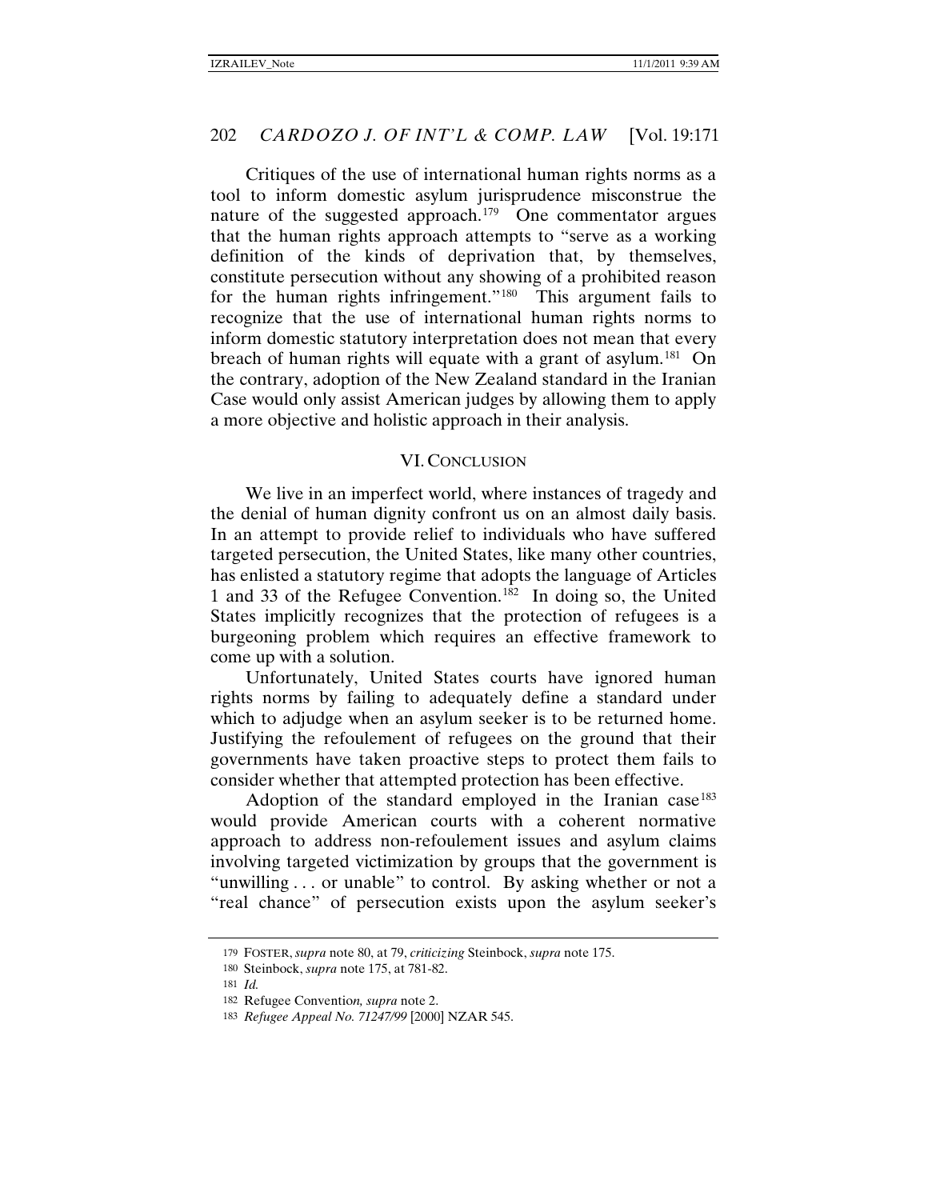Critiques of the use of international human rights norms as a tool to inform domestic asylum jurisprudence misconstrue the nature of the suggested approach.[179] One commentator argues that the human rights approach attempts to "serve as a working definition of the kinds of deprivation that, by themselves, constitute persecution without any showing of a prohibited reason for the human rights infringement."[180] This argument fails to recognize that the use of international human rights norms to inform domestic statutory interpretation does not mean that every breach of human rights will equate with a grant of asylum.[181] On the contrary, adoption of the New Zealand standard in the Iranian Case would only assist American judges by allowing them to apply a more objective and holistic approach in their analysis.

## VI. CONCLUSION

We live in an imperfect world, where instances of tragedy and the denial of human dignity confront us on an almost daily basis. In an attempt to provide relief to individuals who have suffered targeted persecution, the United States, like many other countries, has enlisted a statutory regime that adopts the language of Articles 1 and 33 of the Refugee Convention.[182] In doing so, the United States implicitly recognizes that the protection of refugees is a burgeoning problem which requires an effective framework to come up with a solution.

Unfortunately, United States courts have ignored human rights norms by failing to adequately define a standard under which to adjudge when an asylum seeker is to be returned home. Justifying the refoulement of refugees on the ground that their governments have taken proactive steps to protect them fails to consider whether that attempted protection has been effective.

Adoption of the standard employed in the Iranian case[183] would provide American courts with a coherent normative approach to address non-refoulement issues and asylum claims involving targeted victimization by groups that the government is "unwilling . . . or unable" to control. By asking whether or not a "real chance" of persecution exists upon the asylum seeker's

---

179 FOSTER, *supra* note 80, at 79, *criticizing* Steinbock, *supra* note 175.

180 Steinbock, *supra* note 175, at 781-82.

181 *Id.*

182 Refugee Conventio*n, supra* note 2.

183 *Refugee Appeal No. 71247/99* [2000] NZAR 545.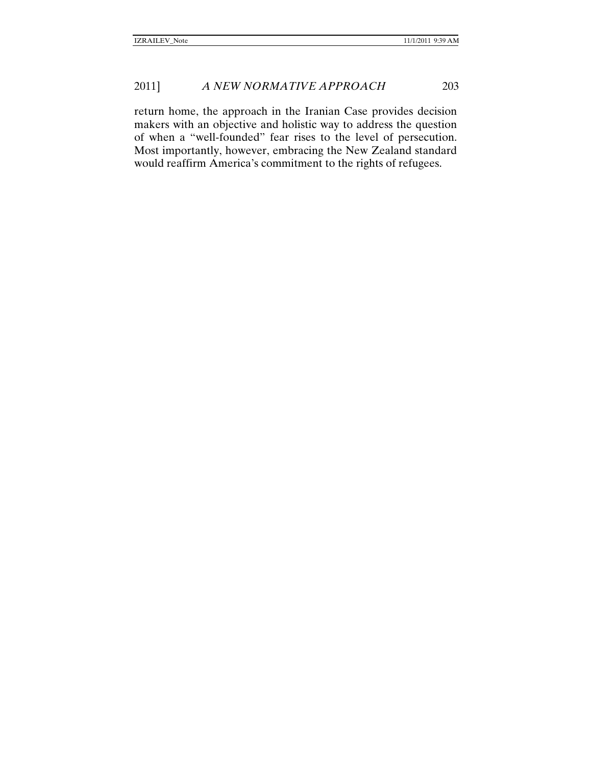return home, the approach in the Iranian Case provides decision makers with an objective and holistic way to address the question of when a "well-founded" fear rises to the level of persecution. Most importantly, however, embracing the New Zealand standard would reaffirm America's commitment to the rights of refugees.